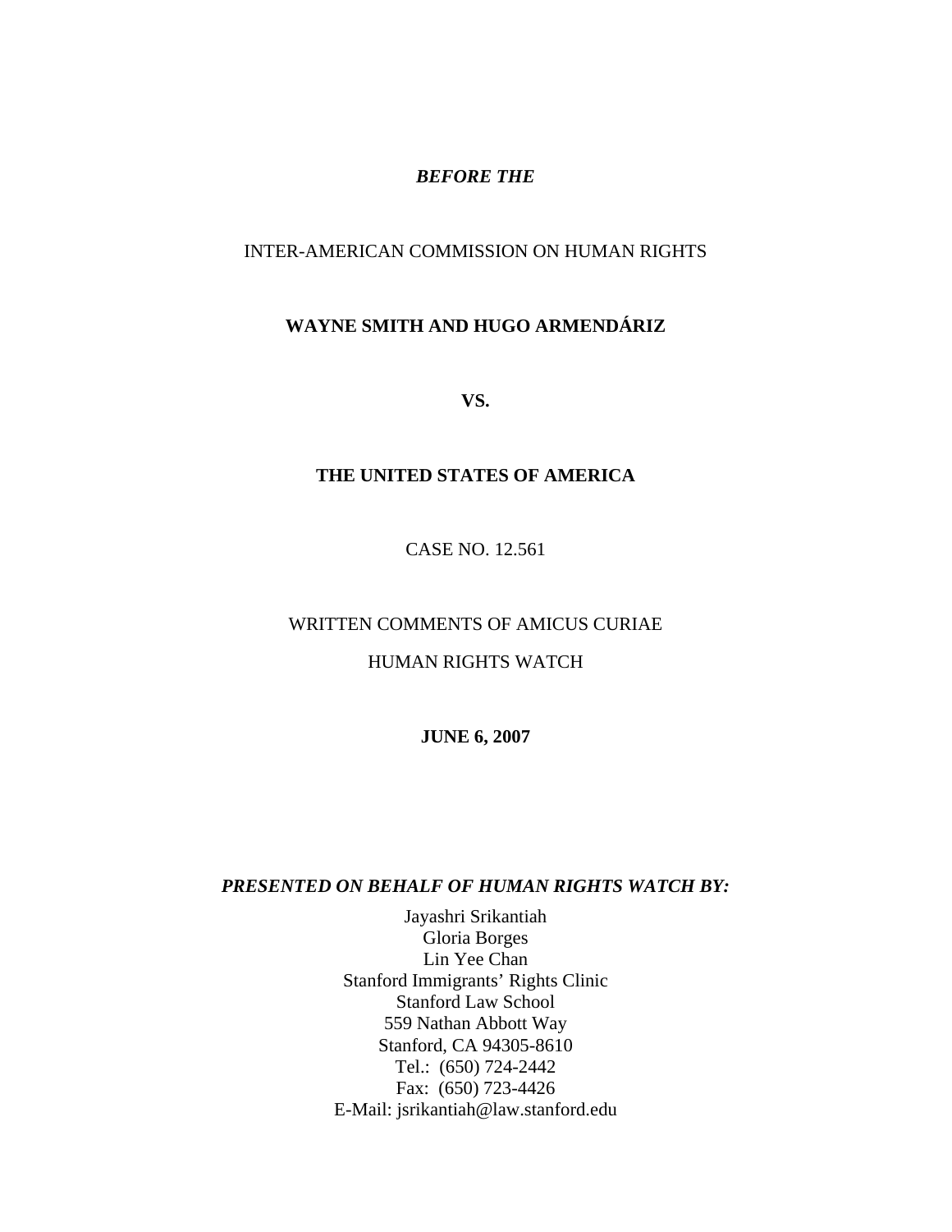***BEFORE THE***

INTER-AMERICAN COMMISSION ON HUMAN RIGHTS

**WAYNE SMITH AND HUGO ARMENDÁRIZ**

**VS.**

**THE UNITED STATES OF AMERICA**

CASE NO. 12.561

WRITTEN COMMENTS OF AMICUS CURIAE

HUMAN RIGHTS WATCH

**JUNE 6, 2007**

***PRESENTED ON BEHALF OF HUMAN RIGHTS WATCH BY:***

Jayashri Srikantiah
Gloria Borges
Lin Yee Chan
Stanford Immigrants' Rights Clinic
Stanford Law School
559 Nathan Abbott Way
Stanford, CA 94305-8610
Tel.: (650) 724-2442
Fax: (650) 723-4426
E-Mail: jsrikantiah@law.stanford.edu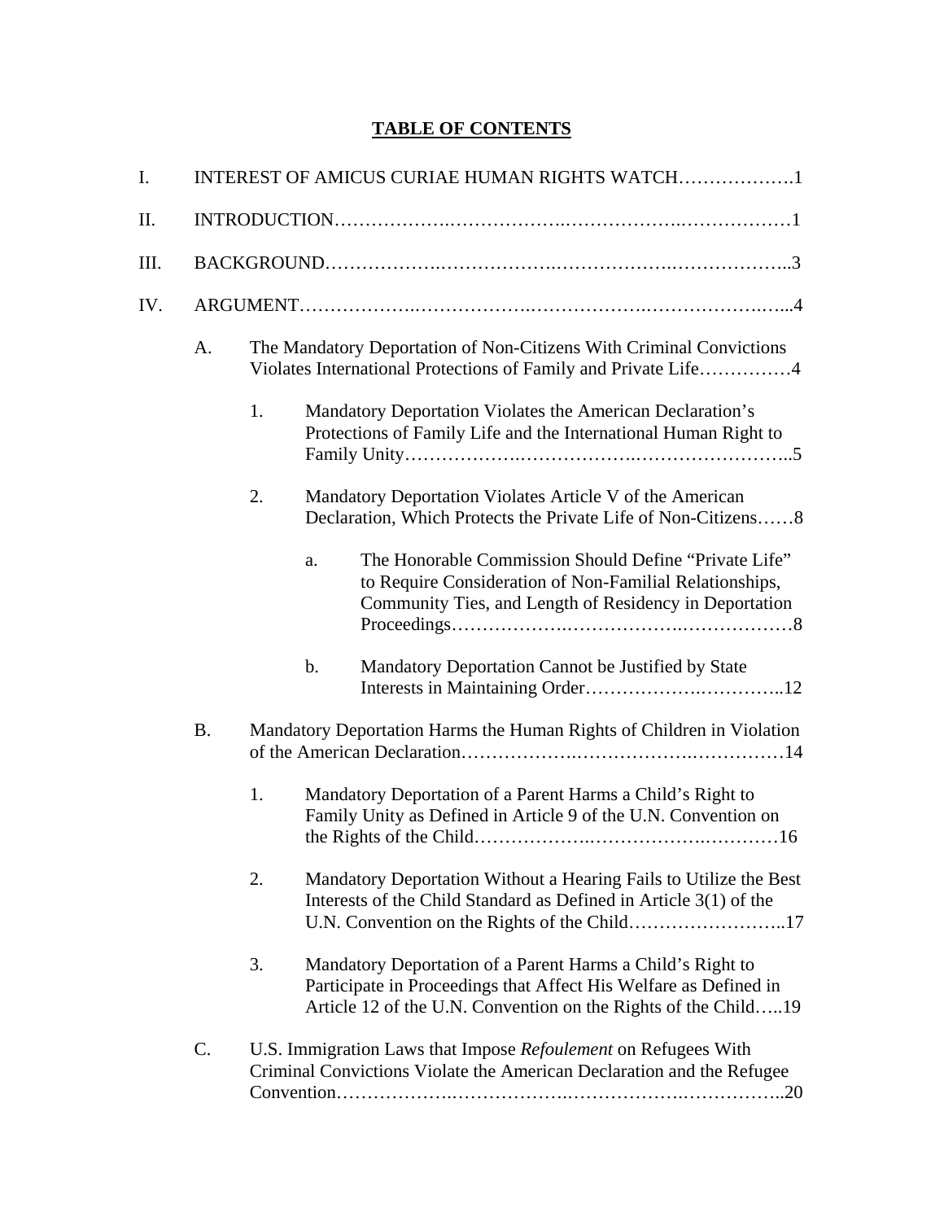# TABLE OF CONTENTS

I. INTEREST OF AMICUS CURIAE HUMAN RIGHTS WATCH……………….1

II. INTRODUCTION……………….……………….……………….………………1

III. BACKGROUND……………….……………….……………….……………….3

IV. ARGUMENT……………….……………….……………….……………….…...4

- A. The Mandatory Deportation of Non-Citizens With Criminal Convictions Violates International Protections of Family and Private Life……………4
  - 1. Mandatory Deportation Violates the American Declaration's Protections of Family Life and the International Human Right to Family Unity……………….……………….……………………..5
  - 2. Mandatory Deportation Violates Article V of the American Declaration, Which Protects the Private Life of Non-Citizens……8
    - a. The Honorable Commission Should Define "Private Life" to Require Consideration of Non-Familial Relationships, Community Ties, and Length of Residency in Deportation Proceedings……………….……………….………………8
    - b. Mandatory Deportation Cannot be Justified by State Interests in Maintaining Order……………….…………..12
- B. Mandatory Deportation Harms the Human Rights of Children in Violation of the American Declaration……………….……………….……………14
  - 1. Mandatory Deportation of a Parent Harms a Child's Right to Family Unity as Defined in Article 9 of the U.N. Convention on the Rights of the Child……………….…………….…………16
  - 2. Mandatory Deportation Without a Hearing Fails to Utilize the Best Interests of the Child Standard as Defined in Article 3(1) of the U.N. Convention on the Rights of the Child……………………..17
  - 3. Mandatory Deportation of a Parent Harms a Child's Right to Participate in Proceedings that Affect His Welfare as Defined in Article 12 of the U.N. Convention on the Rights of the Child…..19
- C. U.S. Immigration Laws that Impose *Refoulement* on Refugees With Criminal Convictions Violate the American Declaration and the Refugee Convention……………….……………….……………….……………..20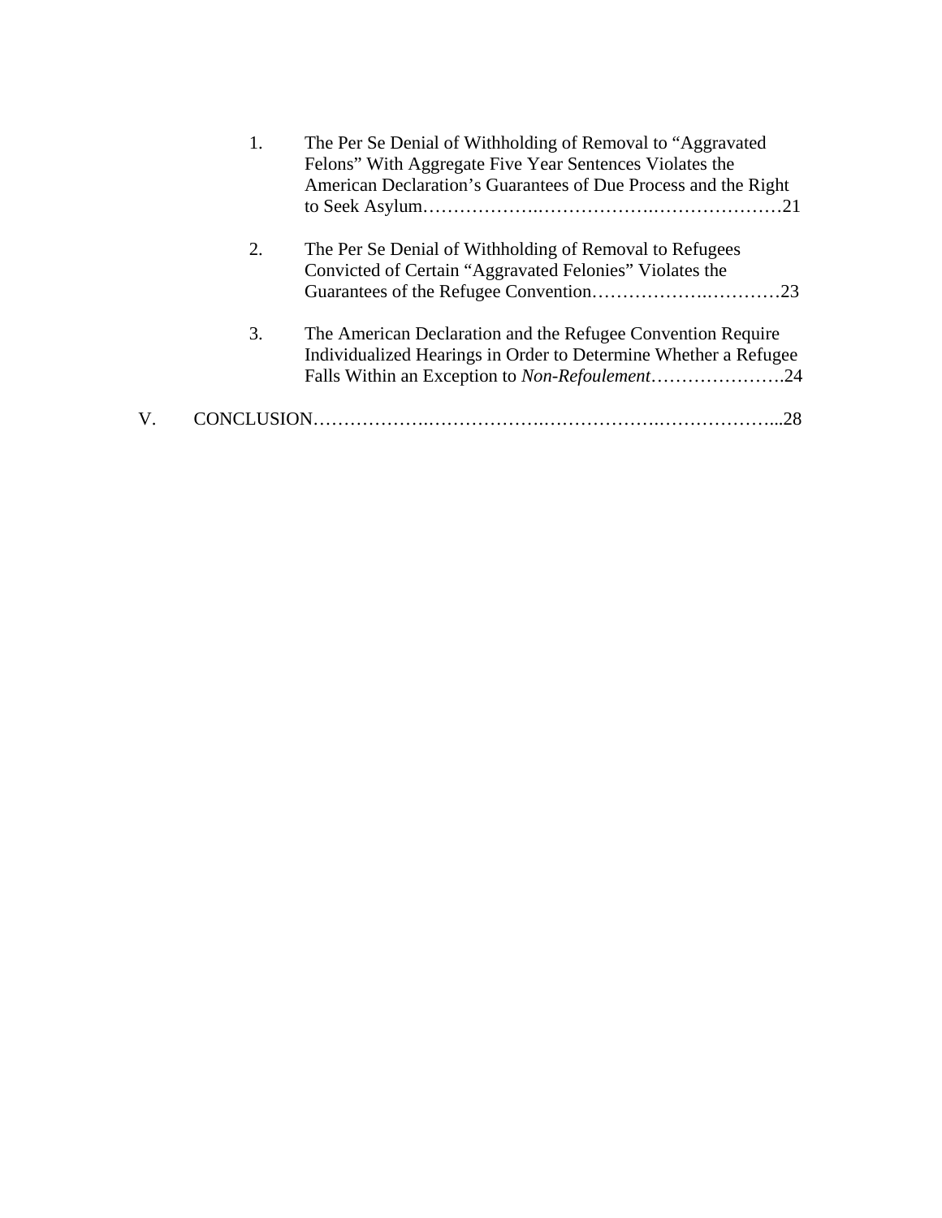1. The Per Se Denial of Withholding of Removal to "Aggravated Felons" With Aggregate Five Year Sentences Violates the American Declaration's Guarantees of Due Process and the Right to Seek Asylum……………….…………………….………………….21

2. The Per Se Denial of Withholding of Removal to Refugees Convicted of Certain "Aggravated Felonies" Violates the Guarantees of the Refugee Convention……………..…………23

3. The American Declaration and the Refugee Convention Require Individualized Hearings in Order to Determine Whether a Refugee Falls Within an Exception to *Non-Refoulement*………………….24

V. CONCLUSION……………….……………….……………….………………...28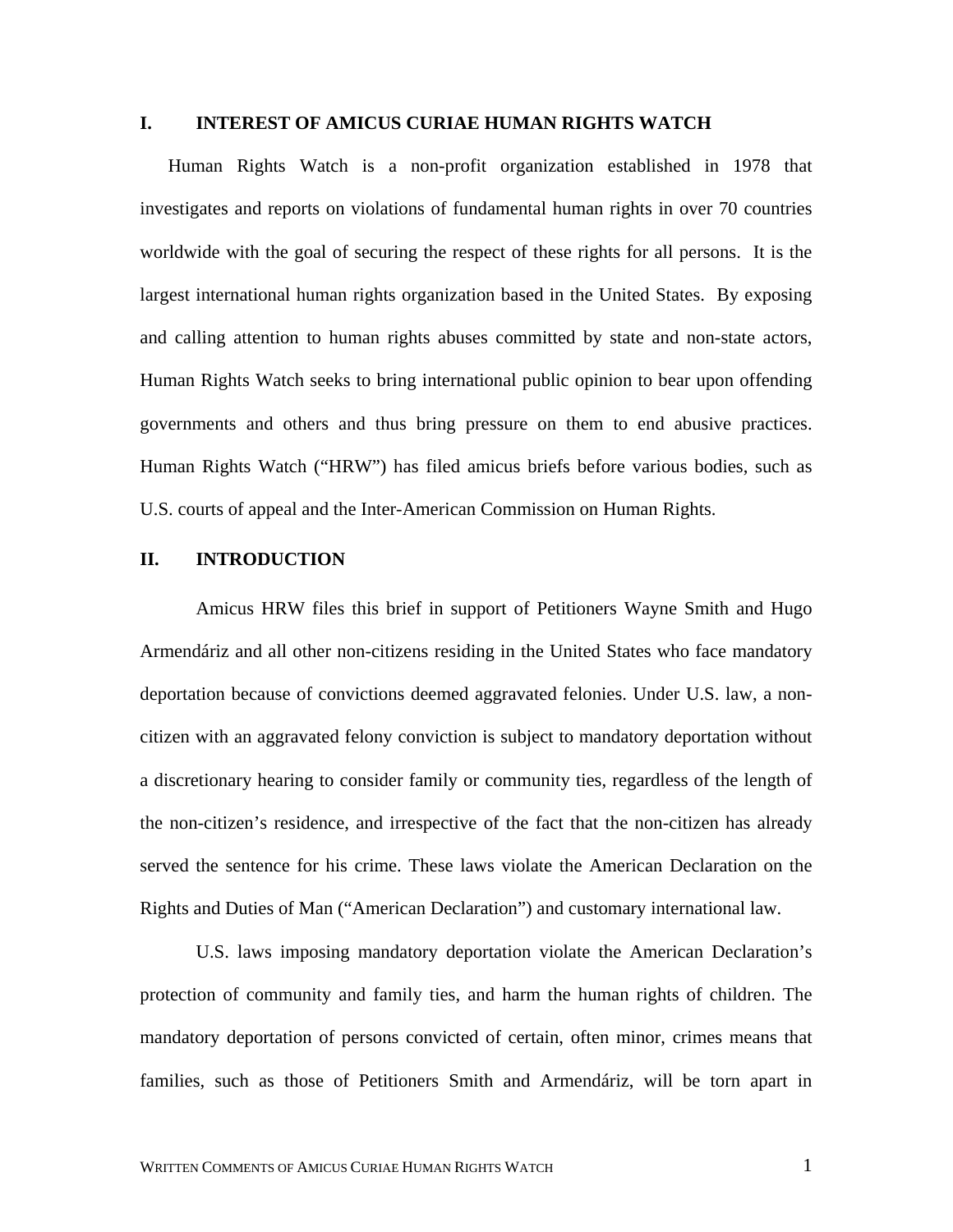## I. INTEREST OF AMICUS CURIAE HUMAN RIGHTS WATCH

Human Rights Watch is a non-profit organization established in 1978 that investigates and reports on violations of fundamental human rights in over 70 countries worldwide with the goal of securing the respect of these rights for all persons. It is the largest international human rights organization based in the United States. By exposing and calling attention to human rights abuses committed by state and non-state actors, Human Rights Watch seeks to bring international public opinion to bear upon offending governments and others and thus bring pressure on them to end abusive practices. Human Rights Watch ("HRW") has filed amicus briefs before various bodies, such as U.S. courts of appeal and the Inter-American Commission on Human Rights.

## II. INTRODUCTION

Amicus HRW files this brief in support of Petitioners Wayne Smith and Hugo Armendáriz and all other non-citizens residing in the United States who face mandatory deportation because of convictions deemed aggravated felonies. Under U.S. law, a non-citizen with an aggravated felony conviction is subject to mandatory deportation without a discretionary hearing to consider family or community ties, regardless of the length of the non-citizen's residence, and irrespective of the fact that the non-citizen has already served the sentence for his crime. These laws violate the American Declaration on the Rights and Duties of Man ("American Declaration") and customary international law.

U.S. laws imposing mandatory deportation violate the American Declaration's protection of community and family ties, and harm the human rights of children. The mandatory deportation of persons convicted of certain, often minor, crimes means that families, such as those of Petitioners Smith and Armendáriz, will be torn apart in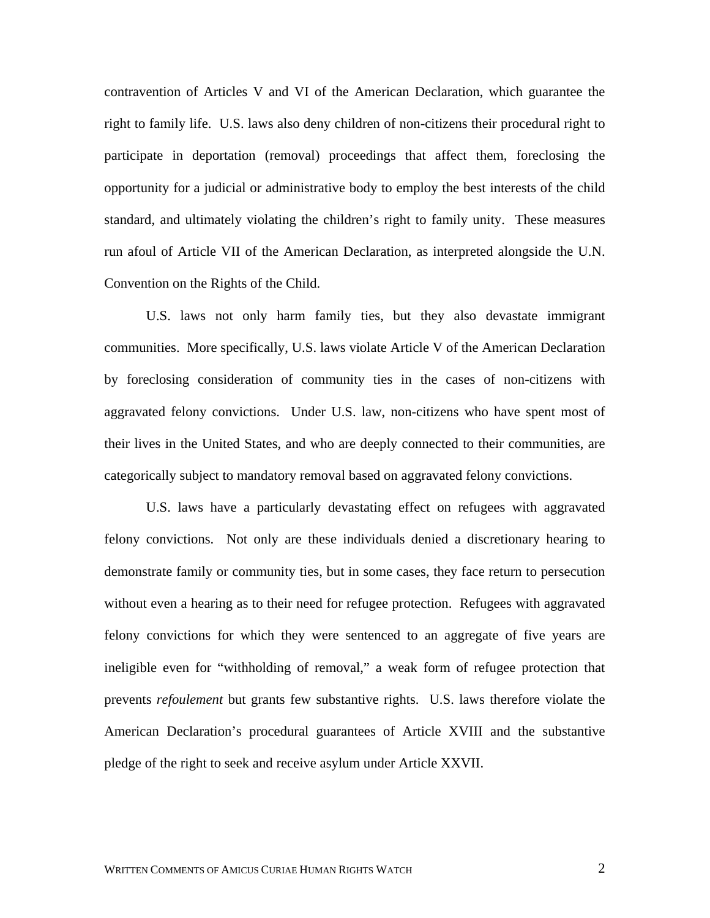contravention of Articles V and VI of the American Declaration, which guarantee the right to family life. U.S. laws also deny children of non-citizens their procedural right to participate in deportation (removal) proceedings that affect them, foreclosing the opportunity for a judicial or administrative body to employ the best interests of the child standard, and ultimately violating the children's right to family unity. These measures run afoul of Article VII of the American Declaration, as interpreted alongside the U.N. Convention on the Rights of the Child.

U.S. laws not only harm family ties, but they also devastate immigrant communities. More specifically, U.S. laws violate Article V of the American Declaration by foreclosing consideration of community ties in the cases of non-citizens with aggravated felony convictions. Under U.S. law, non-citizens who have spent most of their lives in the United States, and who are deeply connected to their communities, are categorically subject to mandatory removal based on aggravated felony convictions.

U.S. laws have a particularly devastating effect on refugees with aggravated felony convictions. Not only are these individuals denied a discretionary hearing to demonstrate family or community ties, but in some cases, they face return to persecution without even a hearing as to their need for refugee protection. Refugees with aggravated felony convictions for which they were sentenced to an aggregate of five years are ineligible even for "withholding of removal," a weak form of refugee protection that prevents *refoulement* but grants few substantive rights. U.S. laws therefore violate the American Declaration's procedural guarantees of Article XVIII and the substantive pledge of the right to seek and receive asylum under Article XXVII.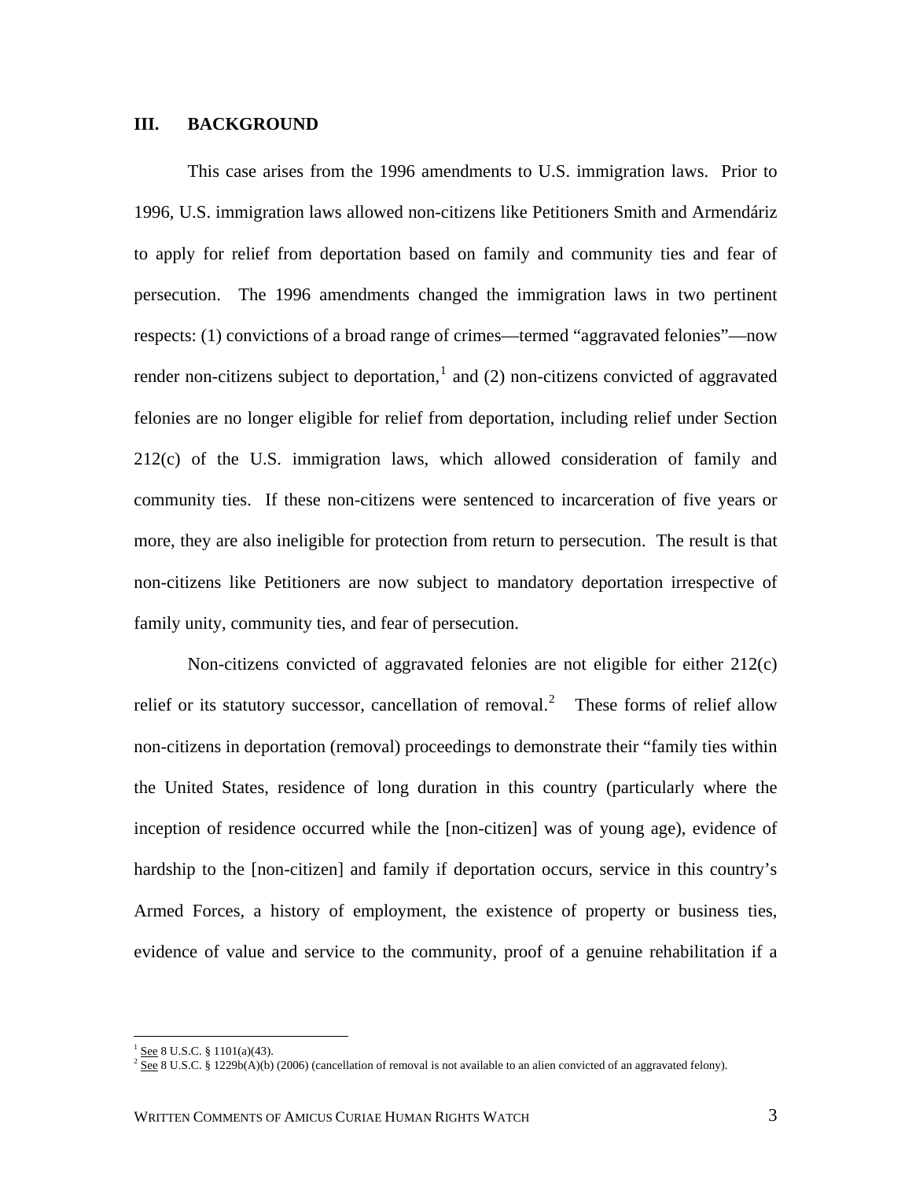## III. BACKGROUND

This case arises from the 1996 amendments to U.S. immigration laws. Prior to 1996, U.S. immigration laws allowed non-citizens like Petitioners Smith and Armendáriz to apply for relief from deportation based on family and community ties and fear of persecution. The 1996 amendments changed the immigration laws in two pertinent respects: (1) convictions of a broad range of crimes—termed "aggravated felonies"—now render non-citizens subject to deportation,[1] and (2) non-citizens convicted of aggravated felonies are no longer eligible for relief from deportation, including relief under Section 212(c) of the U.S. immigration laws, which allowed consideration of family and community ties. If these non-citizens were sentenced to incarceration of five years or more, they are also ineligible for protection from return to persecution. The result is that non-citizens like Petitioners are now subject to mandatory deportation irrespective of family unity, community ties, and fear of persecution.

Non-citizens convicted of aggravated felonies are not eligible for either 212(c) relief or its statutory successor, cancellation of removal.[2] These forms of relief allow non-citizens in deportation (removal) proceedings to demonstrate their "family ties within the United States, residence of long duration in this country (particularly where the inception of residence occurred while the [non-citizen] was of young age), evidence of hardship to the [non-citizen] and family if deportation occurs, service in this country's Armed Forces, a history of employment, the existence of property or business ties, evidence of value and service to the community, proof of a genuine rehabilitation if a

---

[1] See 8 U.S.C. § 1101(a)(43).

[2] See 8 U.S.C. § 1229b(A)(b) (2006) (cancellation of removal is not available to an alien convicted of an aggravated felony).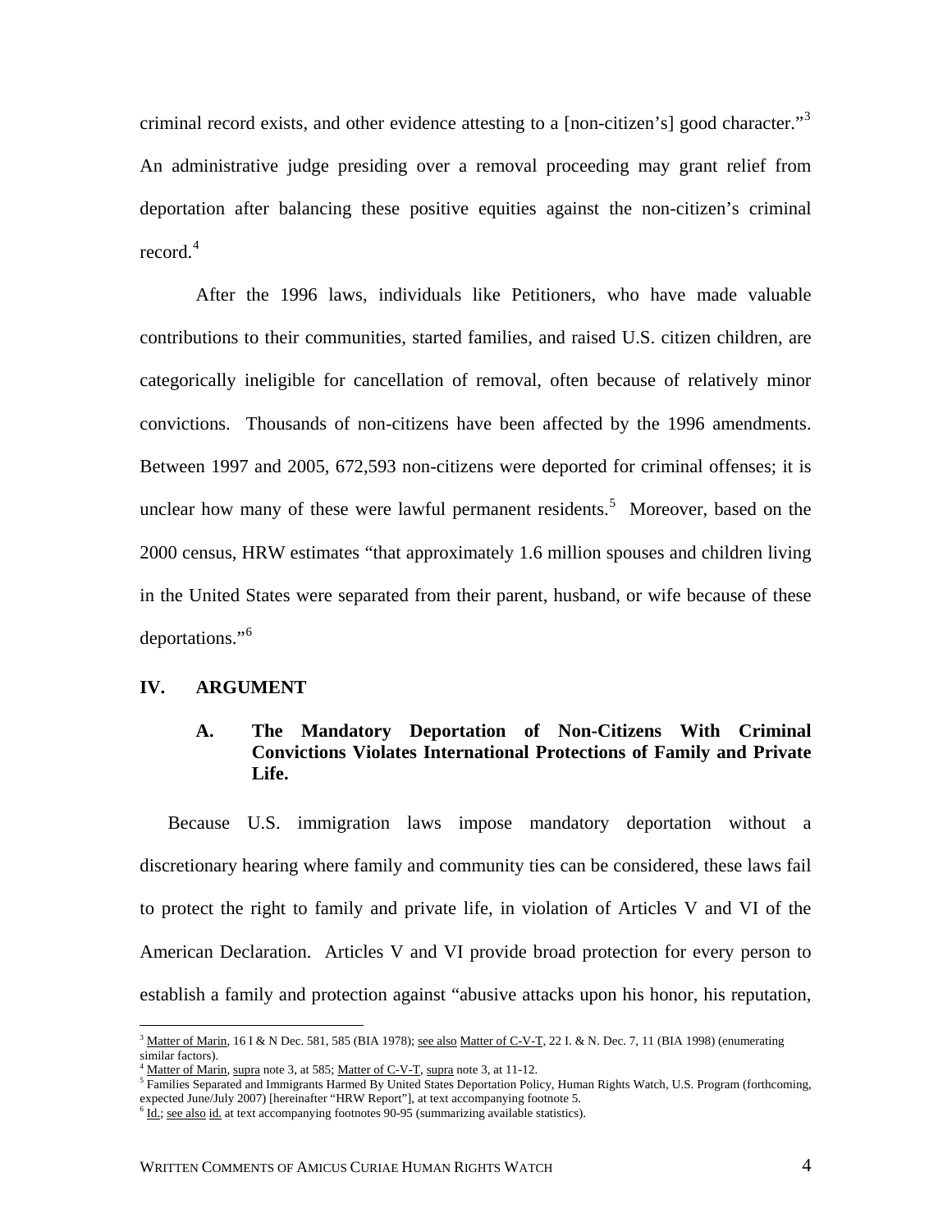criminal record exists, and other evidence attesting to a [non-citizen's] good character."[3] An administrative judge presiding over a removal proceeding may grant relief from deportation after balancing these positive equities against the non-citizen's criminal record.[4]

After the 1996 laws, individuals like Petitioners, who have made valuable contributions to their communities, started families, and raised U.S. citizen children, are categorically ineligible for cancellation of removal, often because of relatively minor convictions. Thousands of non-citizens have been affected by the 1996 amendments. Between 1997 and 2005, 672,593 non-citizens were deported for criminal offenses; it is unclear how many of these were lawful permanent residents.[5] Moreover, based on the 2000 census, HRW estimates "that approximately 1.6 million spouses and children living in the United States were separated from their parent, husband, or wife because of these deportations."[6]

## IV. ARGUMENT

### A. The Mandatory Deportation of Non-Citizens With Criminal Convictions Violates International Protections of Family and Private Life.

Because U.S. immigration laws impose mandatory deportation without a discretionary hearing where family and community ties can be considered, these laws fail to protect the right to family and private life, in violation of Articles V and VI of the American Declaration. Articles V and VI provide broad protection for every person to establish a family and protection against "abusive attacks upon his honor, his reputation,

---

[3] Matter of Marin, 16 I & N Dec. 581, 585 (BIA 1978); see also Matter of C-V-T, 22 I. & N. Dec. 7, 11 (BIA 1998) (enumerating similar factors).

[4] Matter of Marin, supra note 3, at 585; Matter of C-V-T, supra note 3, at 11-12.

[5] Families Separated and Immigrants Harmed By United States Deportation Policy, Human Rights Watch, U.S. Program (forthcoming, expected June/July 2007) [hereinafter "HRW Report"], at text accompanying footnote 5.

[6] Id.; see also id. at text accompanying footnotes 90-95 (summarizing available statistics).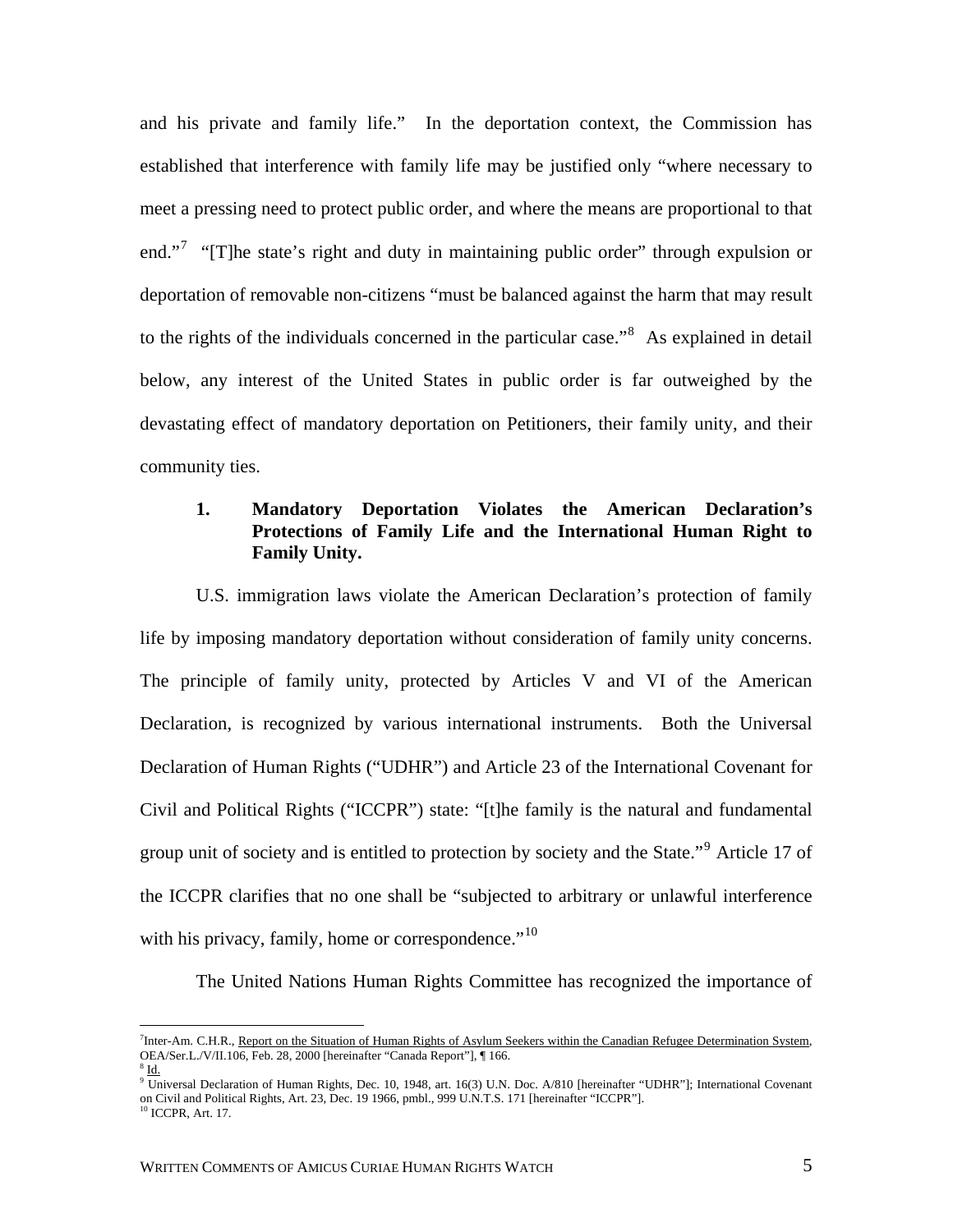and his private and family life." In the deportation context, the Commission has established that interference with family life may be justified only "where necessary to meet a pressing need to protect public order, and where the means are proportional to that end."[7] "[T]he state's right and duty in maintaining public order" through expulsion or deportation of removable non-citizens "must be balanced against the harm that may result to the rights of the individuals concerned in the particular case."[8] As explained in detail below, any interest of the United States in public order is far outweighed by the devastating effect of mandatory deportation on Petitioners, their family unity, and their community ties.

### 1. Mandatory Deportation Violates the American Declaration's Protections of Family Life and the International Human Right to Family Unity.

U.S. immigration laws violate the American Declaration's protection of family life by imposing mandatory deportation without consideration of family unity concerns. The principle of family unity, protected by Articles V and VI of the American Declaration, is recognized by various international instruments. Both the Universal Declaration of Human Rights ("UDHR") and Article 23 of the International Covenant for Civil and Political Rights ("ICCPR") state: "[t]he family is the natural and fundamental group unit of society and is entitled to protection by society and the State."[9] Article 17 of the ICCPR clarifies that no one shall be "subjected to arbitrary or unlawful interference with his privacy, family, home or correspondence."[10]

The United Nations Human Rights Committee has recognized the importance of

---

[7] Inter-Am. C.H.R., Report on the Situation of Human Rights of Asylum Seekers within the Canadian Refugee Determination System, OEA/Ser.L./V/II.106, Feb. 28, 2000 [hereinafter "Canada Report"], ¶ 166.

[8] Id.

[9] Universal Declaration of Human Rights, Dec. 10, 1948, art. 16(3) U.N. Doc. A/810 [hereinafter "UDHR"]; International Covenant on Civil and Political Rights, Art. 23, Dec. 19 1966, pmbl., 999 U.N.T.S. 171 [hereinafter "ICCPR"].

[10] ICCPR, Art. 17.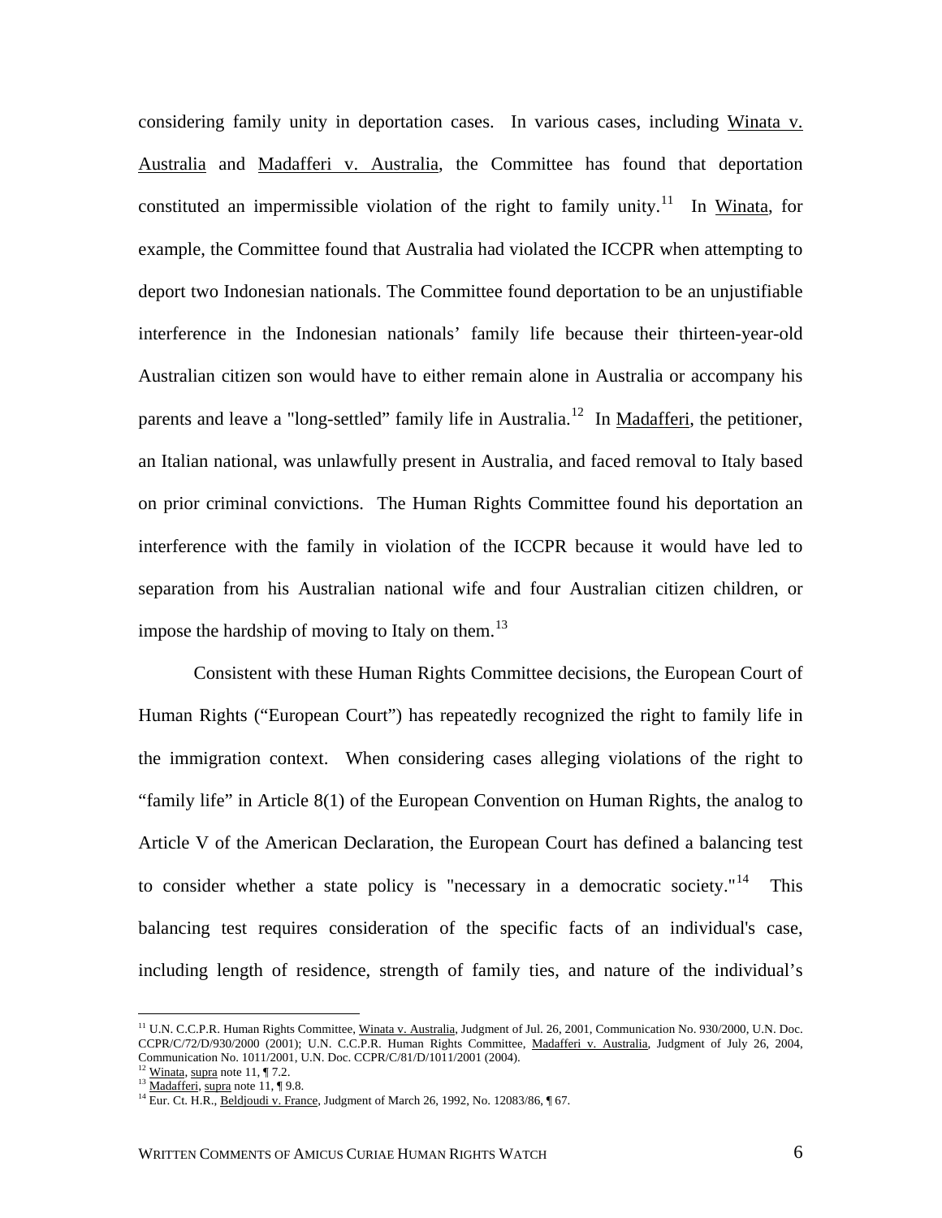considering family unity in deportation cases. In various cases, including Winata v. Australia and Madafferi v. Australia, the Committee has found that deportation constituted an impermissible violation of the right to family unity.[11] In Winata, for example, the Committee found that Australia had violated the ICCPR when attempting to deport two Indonesian nationals. The Committee found deportation to be an unjustifiable interference in the Indonesian nationals' family life because their thirteen-year-old Australian citizen son would have to either remain alone in Australia or accompany his parents and leave a "long-settled" family life in Australia.[12] In Madafferi, the petitioner, an Italian national, was unlawfully present in Australia, and faced removal to Italy based on prior criminal convictions. The Human Rights Committee found his deportation an interference with the family in violation of the ICCPR because it would have led to separation from his Australian national wife and four Australian citizen children, or impose the hardship of moving to Italy on them.[13]

Consistent with these Human Rights Committee decisions, the European Court of Human Rights ("European Court") has repeatedly recognized the right to family life in the immigration context. When considering cases alleging violations of the right to "family life" in Article 8(1) of the European Convention on Human Rights, the analog to Article V of the American Declaration, the European Court has defined a balancing test to consider whether a state policy is "necessary in a democratic society."[14] This balancing test requires consideration of the specific facts of an individual's case, including length of residence, strength of family ties, and nature of the individual's

---

[11] U.N. C.C.P.R. Human Rights Committee, Winata v. Australia, Judgment of Jul. 26, 2001, Communication No. 930/2000, U.N. Doc. CCPR/C/72/D/930/2000 (2001); U.N. C.C.P.R. Human Rights Committee, Madafferi v. Australia, Judgment of July 26, 2004, Communication No. 1011/2001, U.N. Doc. CCPR/C/81/D/1011/2001 (2004).

[12] Winata, supra note 11, ¶ 7.2.

[13] Madafferi, supra note 11, ¶ 9.8.

[14] Eur. Ct. H.R., Beldjoudi v. France, Judgment of March 26, 1992, No. 12083/86, ¶ 67.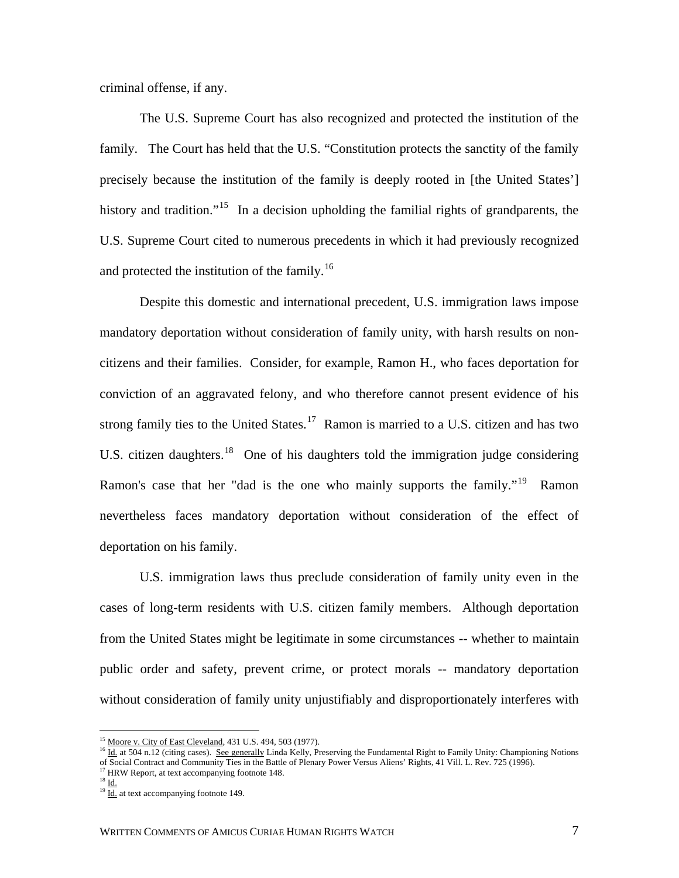criminal offense, if any.

The U.S. Supreme Court has also recognized and protected the institution of the family. The Court has held that the U.S. "Constitution protects the sanctity of the family precisely because the institution of the family is deeply rooted in [the United States'] history and tradition."[15] In a decision upholding the familial rights of grandparents, the U.S. Supreme Court cited to numerous precedents in which it had previously recognized and protected the institution of the family.[16]

Despite this domestic and international precedent, U.S. immigration laws impose mandatory deportation without consideration of family unity, with harsh results on non-citizens and their families. Consider, for example, Ramon H., who faces deportation for conviction of an aggravated felony, and who therefore cannot present evidence of his strong family ties to the United States.[17] Ramon is married to a U.S. citizen and has two U.S. citizen daughters.[18] One of his daughters told the immigration judge considering Ramon's case that her "dad is the one who mainly supports the family."[19] Ramon nevertheless faces mandatory deportation without consideration of the effect of deportation on his family.

U.S. immigration laws thus preclude consideration of family unity even in the cases of long-term residents with U.S. citizen family members. Although deportation from the United States might be legitimate in some circumstances -- whether to maintain public order and safety, prevent crime, or protect morals -- mandatory deportation without consideration of family unity unjustifiably and disproportionately interferes with

---

[15] Moore v. City of East Cleveland, 431 U.S. 494, 503 (1977).

[16] Id. at 504 n.12 (citing cases). See generally Linda Kelly, Preserving the Fundamental Right to Family Unity: Championing Notions of Social Contract and Community Ties in the Battle of Plenary Power Versus Aliens' Rights, 41 Vill. L. Rev. 725 (1996).

[17] HRW Report, at text accompanying footnote 148.

[18] Id.

[19] Id. at text accompanying footnote 149.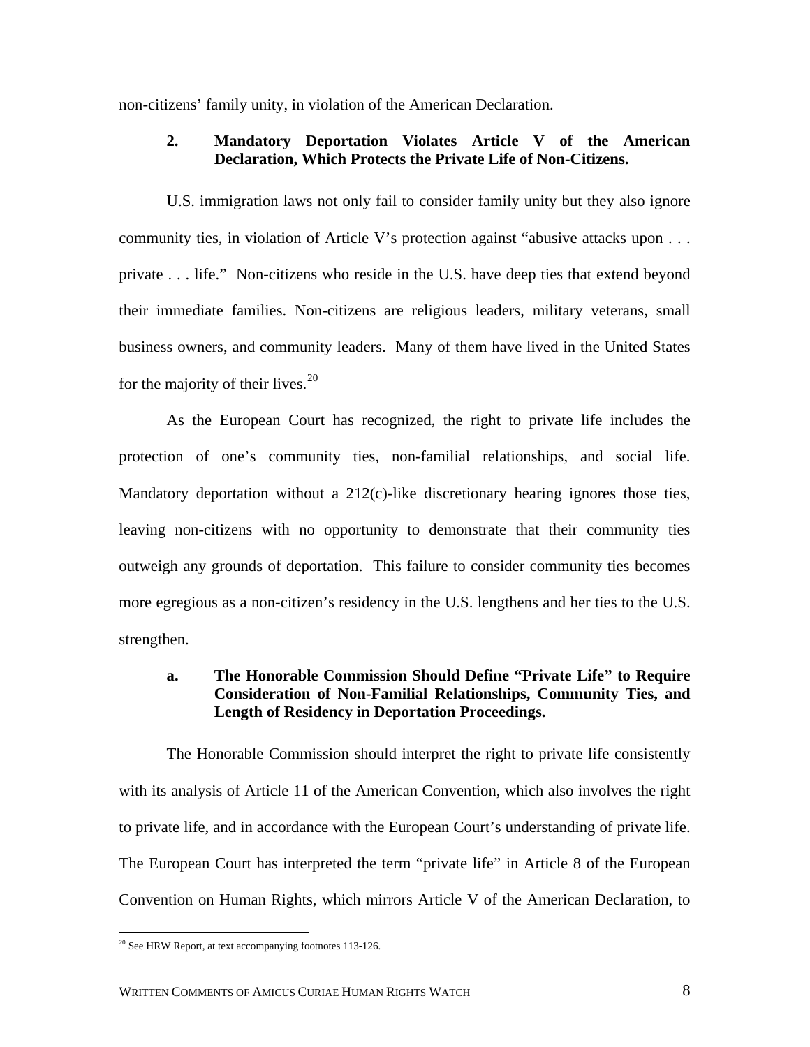non-citizens' family unity, in violation of the American Declaration.

### 2. Mandatory Deportation Violates Article V of the American Declaration, Which Protects the Private Life of Non-Citizens.

U.S. immigration laws not only fail to consider family unity but they also ignore community ties, in violation of Article V's protection against "abusive attacks upon . . . private . . . life." Non-citizens who reside in the U.S. have deep ties that extend beyond their immediate families. Non-citizens are religious leaders, military veterans, small business owners, and community leaders. Many of them have lived in the United States for the majority of their lives.[20]

As the European Court has recognized, the right to private life includes the protection of one's community ties, non-familial relationships, and social life. Mandatory deportation without a 212(c)-like discretionary hearing ignores those ties, leaving non-citizens with no opportunity to demonstrate that their community ties outweigh any grounds of deportation. This failure to consider community ties becomes more egregious as a non-citizen's residency in the U.S. lengthens and her ties to the U.S. strengthen.

#### a. The Honorable Commission Should Define "Private Life" to Require Consideration of Non-Familial Relationships, Community Ties, and Length of Residency in Deportation Proceedings.

The Honorable Commission should interpret the right to private life consistently with its analysis of Article 11 of the American Convention, which also involves the right to private life, and in accordance with the European Court's understanding of private life. The European Court has interpreted the term "private life" in Article 8 of the European Convention on Human Rights, which mirrors Article V of the American Declaration, to

[20] See HRW Report, at text accompanying footnotes 113-126.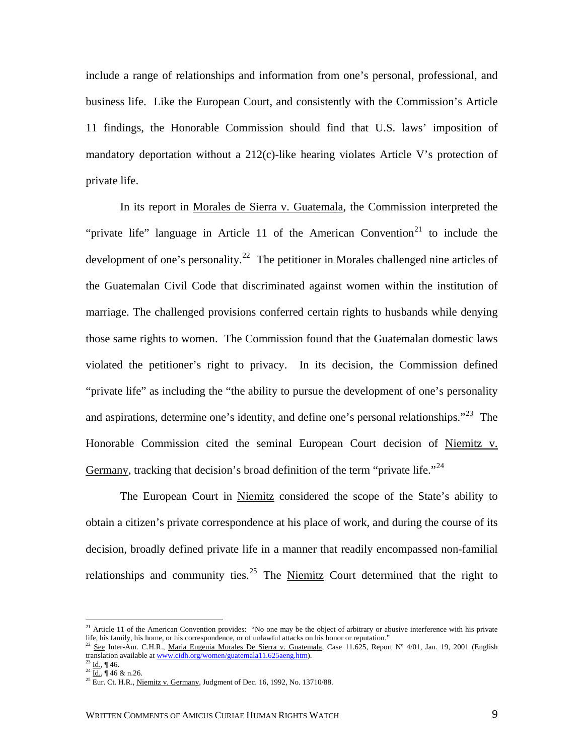include a range of relationships and information from one's personal, professional, and business life. Like the European Court, and consistently with the Commission's Article 11 findings, the Honorable Commission should find that U.S. laws' imposition of mandatory deportation without a 212(c)-like hearing violates Article V's protection of private life.

In its report in Morales de Sierra v. Guatemala, the Commission interpreted the "private life" language in Article 11 of the American Convention[21] to include the development of one's personality.[22] The petitioner in Morales challenged nine articles of the Guatemalan Civil Code that discriminated against women within the institution of marriage. The challenged provisions conferred certain rights to husbands while denying those same rights to women. The Commission found that the Guatemalan domestic laws violated the petitioner's right to privacy. In its decision, the Commission defined "private life" as including the "the ability to pursue the development of one's personality and aspirations, determine one's identity, and define one's personal relationships."[23] The Honorable Commission cited the seminal European Court decision of Niemitz v. Germany, tracking that decision's broad definition of the term "private life."[24]

The European Court in Niemitz considered the scope of the State's ability to obtain a citizen's private correspondence at his place of work, and during the course of its decision, broadly defined private life in a manner that readily encompassed non-familial relationships and community ties.[25] The Niemitz Court determined that the right to

---

[21] Article 11 of the American Convention provides: "No one may be the object of arbitrary or abusive interference with his private life, his family, his home, or his correspondence, or of unlawful attacks on his honor or reputation."

[22] See Inter-Am. C.H.R., Maria Eugenia Morales De Sierra v. Guatemala, Case 11.625, Report Nº 4/01, Jan. 19, 2001 (English translation available at www.cidh.org/women/guatemala11.625aeng.htm).

[23] Id., ¶ 46.

[24] Id., ¶ 46 & n.26.

[25] Eur. Ct. H.R., Niemitz v. Germany, Judgment of Dec. 16, 1992, No. 13710/88.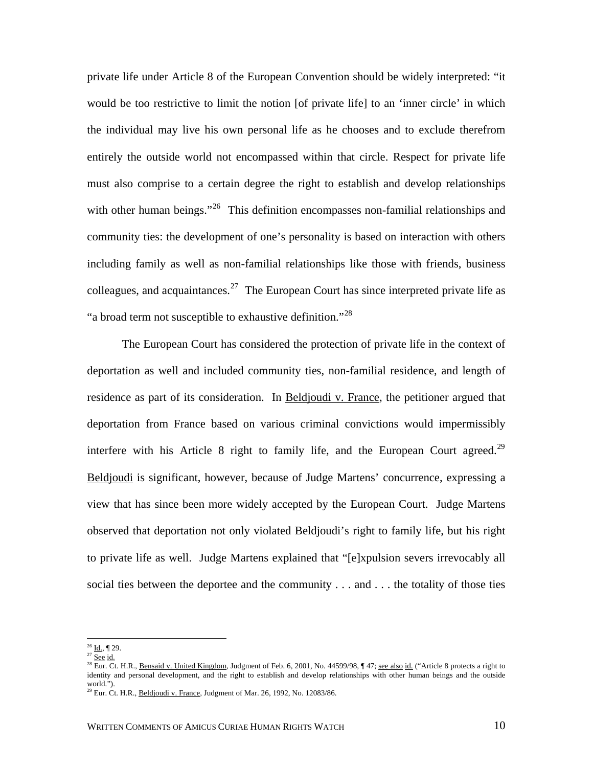private life under Article 8 of the European Convention should be widely interpreted: "it would be too restrictive to limit the notion [of private life] to an 'inner circle' in which the individual may live his own personal life as he chooses and to exclude therefrom entirely the outside world not encompassed within that circle. Respect for private life must also comprise to a certain degree the right to establish and develop relationships with other human beings."[26] This definition encompasses non-familial relationships and community ties: the development of one's personality is based on interaction with others including family as well as non-familial relationships like those with friends, business colleagues, and acquaintances.[27] The European Court has since interpreted private life as "a broad term not susceptible to exhaustive definition."[28]

The European Court has considered the protection of private life in the context of deportation as well and included community ties, non-familial residence, and length of residence as part of its consideration. In Beldjoudi v. France, the petitioner argued that deportation from France based on various criminal convictions would impermissibly interfere with his Article 8 right to family life, and the European Court agreed.[29] Beldjoudi is significant, however, because of Judge Martens' concurrence, expressing a view that has since been more widely accepted by the European Court. Judge Martens observed that deportation not only violated Beldjoudi's right to family life, but his right to private life as well. Judge Martens explained that "[e]xpulsion severs irrevocably all social ties between the deportee and the community . . . and . . . the totality of those ties

---

[26] Id., ¶ 29.

[27] See id.

[28] Eur. Ct. H.R., Bensaid v. United Kingdom, Judgment of Feb. 6, 2001, No. 44599/98, ¶ 47; see also id. ("Article 8 protects a right to identity and personal development, and the right to establish and develop relationships with other human beings and the outside world.").

[29] Eur. Ct. H.R., Beldjoudi v. France, Judgment of Mar. 26, 1992, No. 12083/86.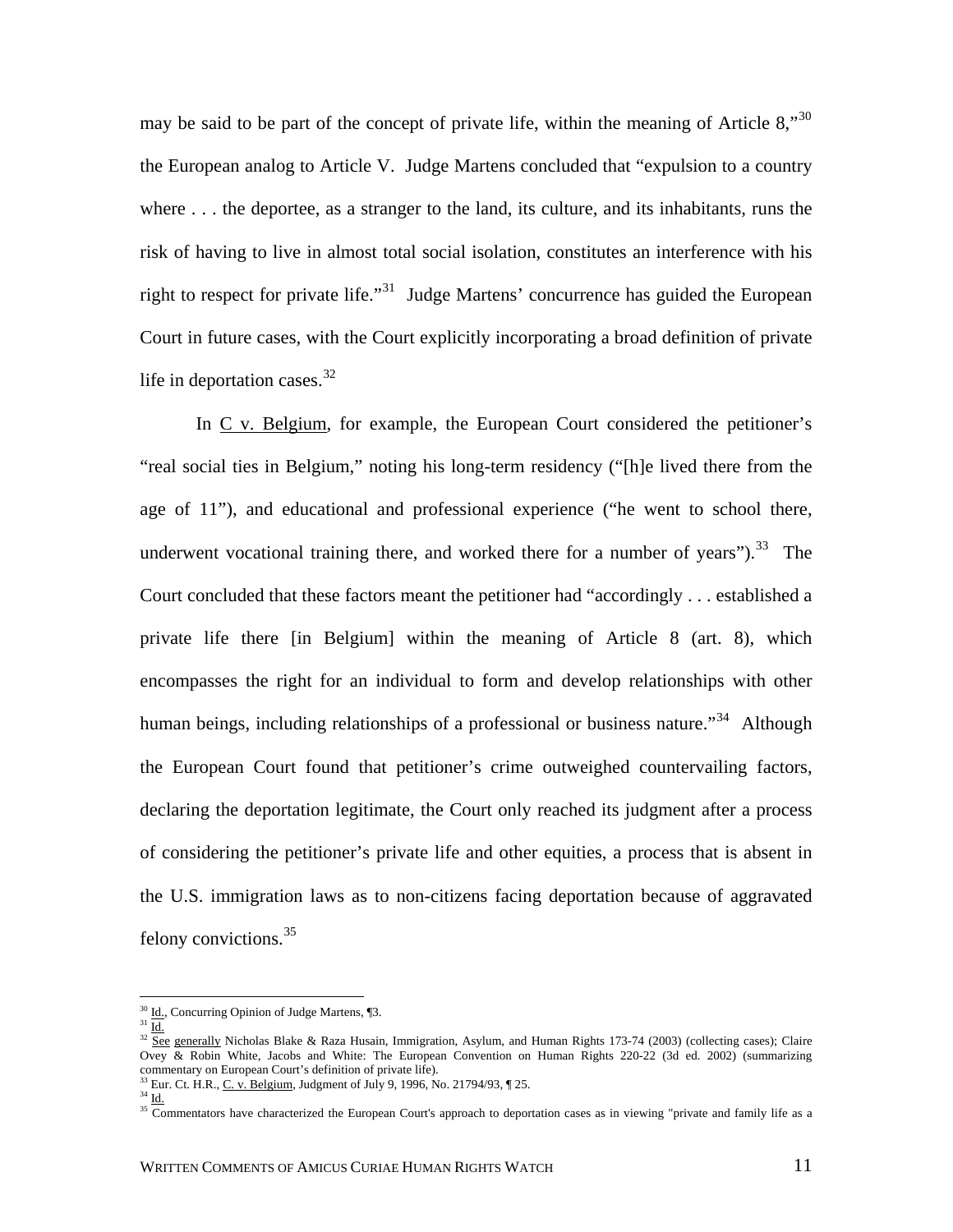may be said to be part of the concept of private life, within the meaning of Article 8,"[30] the European analog to Article V. Judge Martens concluded that "expulsion to a country where . . . the deportee, as a stranger to the land, its culture, and its inhabitants, runs the risk of having to live in almost total social isolation, constitutes an interference with his right to respect for private life."[31] Judge Martens' concurrence has guided the European Court in future cases, with the Court explicitly incorporating a broad definition of private life in deportation cases.[32]

In C v. Belgium, for example, the European Court considered the petitioner's "real social ties in Belgium," noting his long-term residency ("[h]e lived there from the age of 11"), and educational and professional experience ("he went to school there, underwent vocational training there, and worked there for a number of years").[33] The Court concluded that these factors meant the petitioner had "accordingly . . . established a private life there [in Belgium] within the meaning of Article 8 (art. 8), which encompasses the right for an individual to form and develop relationships with other human beings, including relationships of a professional or business nature."[34] Although the European Court found that petitioner's crime outweighed countervailing factors, declaring the deportation legitimate, the Court only reached its judgment after a process of considering the petitioner's private life and other equities, a process that is absent in the U.S. immigration laws as to non-citizens facing deportation because of aggravated felony convictions.[35]

---

[30] Id., Concurring Opinion of Judge Martens, ¶3.

[31] Id.

[32] See generally Nicholas Blake & Raza Husain, Immigration, Asylum, and Human Rights 173-74 (2003) (collecting cases); Claire Ovey & Robin White, Jacobs and White: The European Convention on Human Rights 220-22 (3d ed. 2002) (summarizing commentary on European Court's definition of private life).

[33] Eur. Ct. H.R., C. v. Belgium, Judgment of July 9, 1996, No. 21794/93, ¶ 25.

[34] Id.

[35] Commentators have characterized the European Court's approach to deportation cases as in viewing "private and family life as a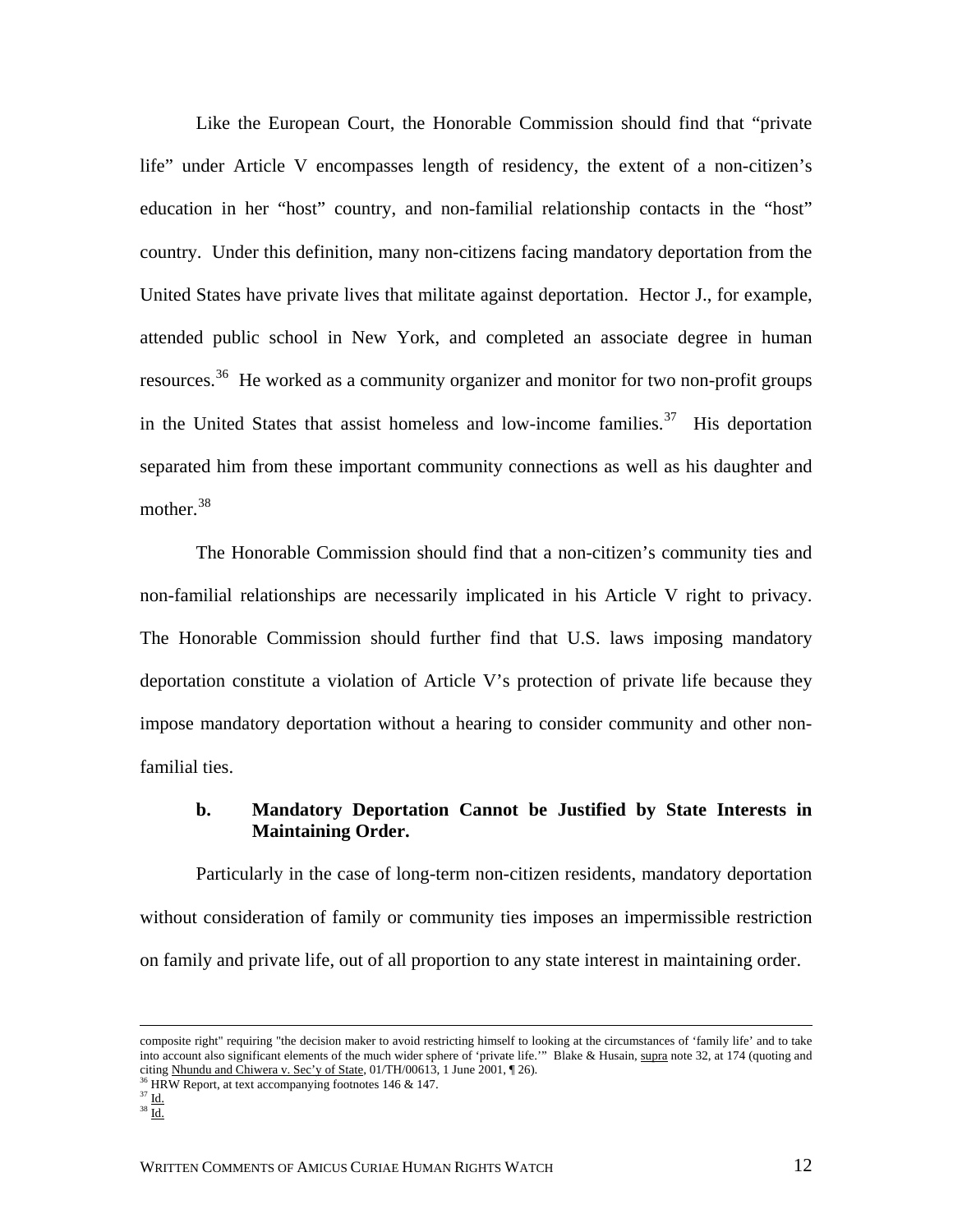Like the European Court, the Honorable Commission should find that "private life" under Article V encompasses length of residency, the extent of a non-citizen's education in her "host" country, and non-familial relationship contacts in the "host" country. Under this definition, many non-citizens facing mandatory deportation from the United States have private lives that militate against deportation. Hector J., for example, attended public school in New York, and completed an associate degree in human resources.[36] He worked as a community organizer and monitor for two non-profit groups in the United States that assist homeless and low-income families.[37] His deportation separated him from these important community connections as well as his daughter and mother.[38]

The Honorable Commission should find that a non-citizen's community ties and non-familial relationships are necessarily implicated in his Article V right to privacy. The Honorable Commission should further find that U.S. laws imposing mandatory deportation constitute a violation of Article V's protection of private life because they impose mandatory deportation without a hearing to consider community and other non-familial ties.

### b. Mandatory Deportation Cannot be Justified by State Interests in Maintaining Order.

Particularly in the case of long-term non-citizen residents, mandatory deportation without consideration of family or community ties imposes an impermissible restriction on family and private life, out of all proportion to any state interest in maintaining order.

---

composite right" requiring "the decision maker to avoid restricting himself to looking at the circumstances of 'family life' and to take into account also significant elements of the much wider sphere of 'private life.'" Blake & Husain, supra note 32, at 174 (quoting and citing Nhundu and Chiwera v. Sec'y of State, 01/TH/00613, 1 June 2001, ¶ 26).

[36] HRW Report, at text accompanying footnotes 146 & 147.

[37] Id.

[38] Id.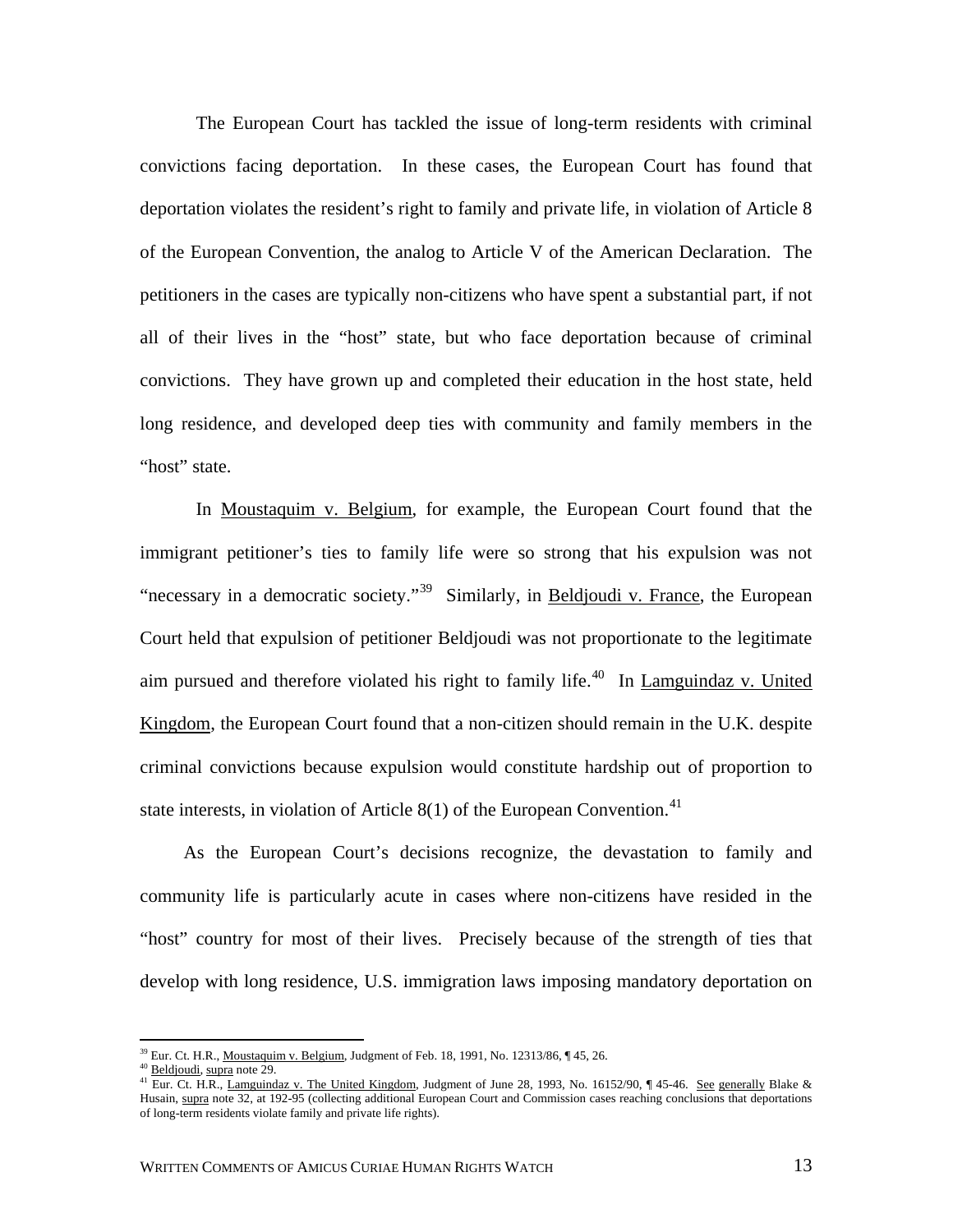The European Court has tackled the issue of long-term residents with criminal convictions facing deportation. In these cases, the European Court has found that deportation violates the resident's right to family and private life, in violation of Article 8 of the European Convention, the analog to Article V of the American Declaration. The petitioners in the cases are typically non-citizens who have spent a substantial part, if not all of their lives in the "host" state, but who face deportation because of criminal convictions. They have grown up and completed their education in the host state, held long residence, and developed deep ties with community and family members in the "host" state.

In Moustaquim v. Belgium, for example, the European Court found that the immigrant petitioner's ties to family life were so strong that his expulsion was not "necessary in a democratic society."[39] Similarly, in Beldjoudi v. France, the European Court held that expulsion of petitioner Beldjoudi was not proportionate to the legitimate aim pursued and therefore violated his right to family life.[40] In Lamguindaz v. United Kingdom, the European Court found that a non-citizen should remain in the U.K. despite criminal convictions because expulsion would constitute hardship out of proportion to state interests, in violation of Article 8(1) of the European Convention.[41]

As the European Court's decisions recognize, the devastation to family and community life is particularly acute in cases where non-citizens have resided in the "host" country for most of their lives. Precisely because of the strength of ties that develop with long residence, U.S. immigration laws imposing mandatory deportation on

---

[39] Eur. Ct. H.R., Moustaquim v. Belgium, Judgment of Feb. 18, 1991, No. 12313/86, ¶ 45, 26.

[40] Beldjoudi, supra note 29.

[41] Eur. Ct. H.R., Lamguindaz v. The United Kingdom, Judgment of June 28, 1993, No. 16152/90, ¶ 45-46. See generally Blake & Husain, supra note 32, at 192-95 (collecting additional European Court and Commission cases reaching conclusions that deportations of long-term residents violate family and private life rights).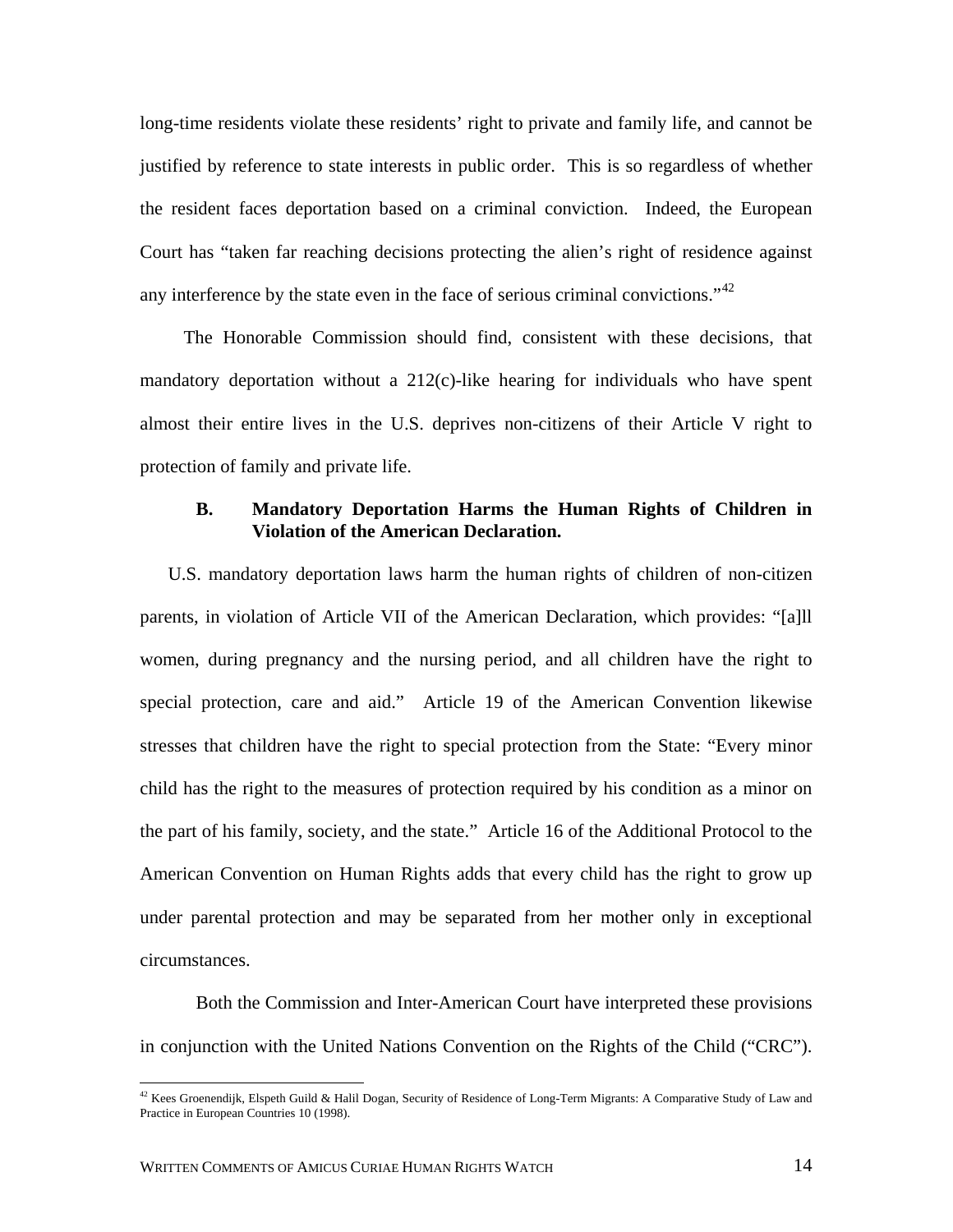long-time residents violate these residents' right to private and family life, and cannot be justified by reference to state interests in public order. This is so regardless of whether the resident faces deportation based on a criminal conviction. Indeed, the European Court has "taken far reaching decisions protecting the alien's right of residence against any interference by the state even in the face of serious criminal convictions."[42]

The Honorable Commission should find, consistent with these decisions, that mandatory deportation without a 212(c)-like hearing for individuals who have spent almost their entire lives in the U.S. deprives non-citizens of their Article V right to protection of family and private life.

### B. Mandatory Deportation Harms the Human Rights of Children in Violation of the American Declaration.

U.S. mandatory deportation laws harm the human rights of children of non-citizen parents, in violation of Article VII of the American Declaration, which provides: "[a]ll women, during pregnancy and the nursing period, and all children have the right to special protection, care and aid." Article 19 of the American Convention likewise stresses that children have the right to special protection from the State: "Every minor child has the right to the measures of protection required by his condition as a minor on the part of his family, society, and the state." Article 16 of the Additional Protocol to the American Convention on Human Rights adds that every child has the right to grow up under parental protection and may be separated from her mother only in exceptional circumstances.

Both the Commission and Inter-American Court have interpreted these provisions in conjunction with the United Nations Convention on the Rights of the Child ("CRC").

---

[42] Kees Groenendijk, Elspeth Guild & Halil Dogan, Security of Residence of Long-Term Migrants: A Comparative Study of Law and Practice in European Countries 10 (1998).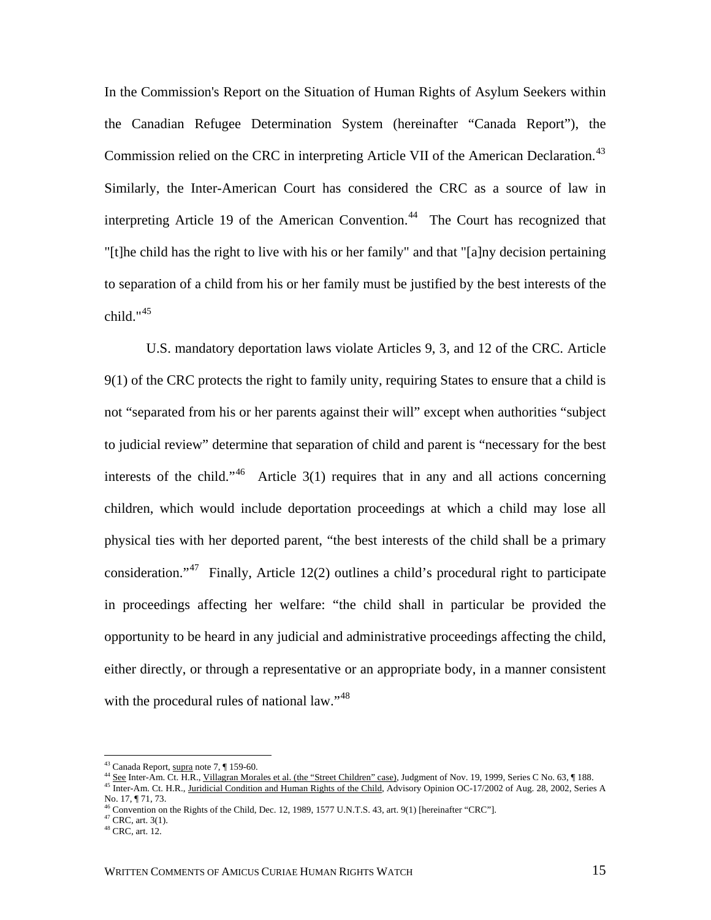In the Commission's Report on the Situation of Human Rights of Asylum Seekers within the Canadian Refugee Determination System (hereinafter "Canada Report"), the Commission relied on the CRC in interpreting Article VII of the American Declaration.[43] Similarly, the Inter-American Court has considered the CRC as a source of law in interpreting Article 19 of the American Convention.[44] The Court has recognized that "[t]he child has the right to live with his or her family" and that "[a]ny decision pertaining to separation of a child from his or her family must be justified by the best interests of the child."[45]

U.S. mandatory deportation laws violate Articles 9, 3, and 12 of the CRC. Article 9(1) of the CRC protects the right to family unity, requiring States to ensure that a child is not "separated from his or her parents against their will" except when authorities "subject to judicial review" determine that separation of child and parent is "necessary for the best interests of the child."[46] Article 3(1) requires that in any and all actions concerning children, which would include deportation proceedings at which a child may lose all physical ties with her deported parent, "the best interests of the child shall be a primary consideration."[47] Finally, Article 12(2) outlines a child's procedural right to participate in proceedings affecting her welfare: "the child shall in particular be provided the opportunity to be heard in any judicial and administrative proceedings affecting the child, either directly, or through a representative or an appropriate body, in a manner consistent with the procedural rules of national law."[48]

---

[43] Canada Report, supra note 7, ¶ 159-60.

[44] See Inter-Am. Ct. H.R., Villagran Morales et al. (the "Street Children" case), Judgment of Nov. 19, 1999, Series C No. 63, ¶ 188.

[45] Inter-Am. Ct. H.R., Juridicial Condition and Human Rights of the Child, Advisory Opinion OC-17/2002 of Aug. 28, 2002, Series A No. 17, ¶ 71, 73.

[46] Convention on the Rights of the Child, Dec. 12, 1989, 1577 U.N.T.S. 43, art. 9(1) [hereinafter "CRC"].

[47] CRC, art. 3(1).

[48] CRC, art. 12.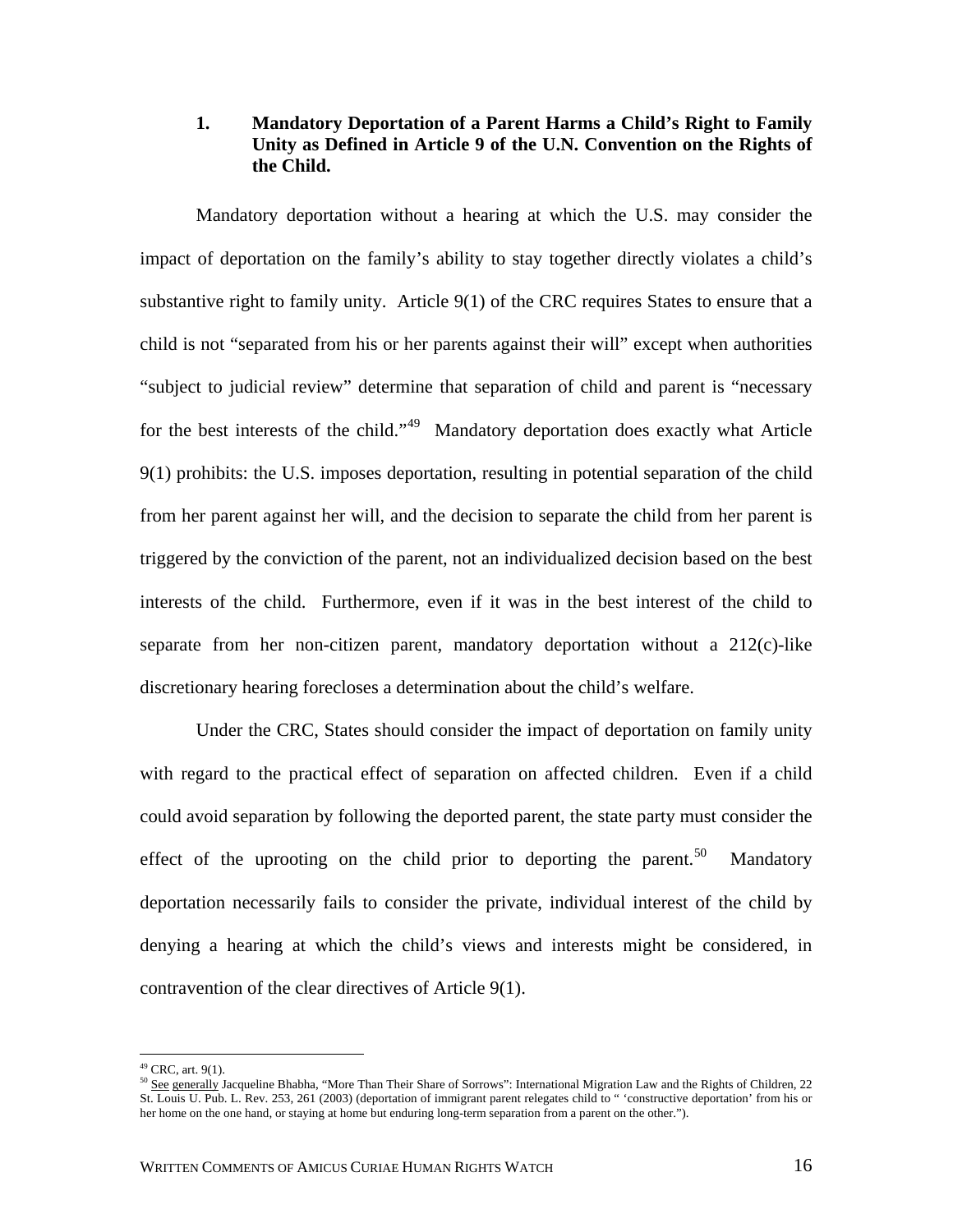### 1. Mandatory Deportation of a Parent Harms a Child's Right to Family Unity as Defined in Article 9 of the U.N. Convention on the Rights of the Child.

Mandatory deportation without a hearing at which the U.S. may consider the impact of deportation on the family's ability to stay together directly violates a child's substantive right to family unity. Article 9(1) of the CRC requires States to ensure that a child is not "separated from his or her parents against their will" except when authorities "subject to judicial review" determine that separation of child and parent is "necessary for the best interests of the child."[49] Mandatory deportation does exactly what Article 9(1) prohibits: the U.S. imposes deportation, resulting in potential separation of the child from her parent against her will, and the decision to separate the child from her parent is triggered by the conviction of the parent, not an individualized decision based on the best interests of the child. Furthermore, even if it was in the best interest of the child to separate from her non-citizen parent, mandatory deportation without a 212(c)-like discretionary hearing forecloses a determination about the child's welfare.

Under the CRC, States should consider the impact of deportation on family unity with regard to the practical effect of separation on affected children. Even if a child could avoid separation by following the deported parent, the state party must consider the effect of the uprooting on the child prior to deporting the parent.[50] Mandatory deportation necessarily fails to consider the private, individual interest of the child by denying a hearing at which the child's views and interests might be considered, in contravention of the clear directives of Article 9(1).

---

[49] CRC, art. 9(1).

[50] See generally Jacqueline Bhabha, "More Than Their Share of Sorrows": International Migration Law and the Rights of Children, 22 St. Louis U. Pub. L. Rev. 253, 261 (2003) (deportation of immigrant parent relegates child to " 'constructive deportation' from his or her home on the one hand, or staying at home but enduring long-term separation from a parent on the other.").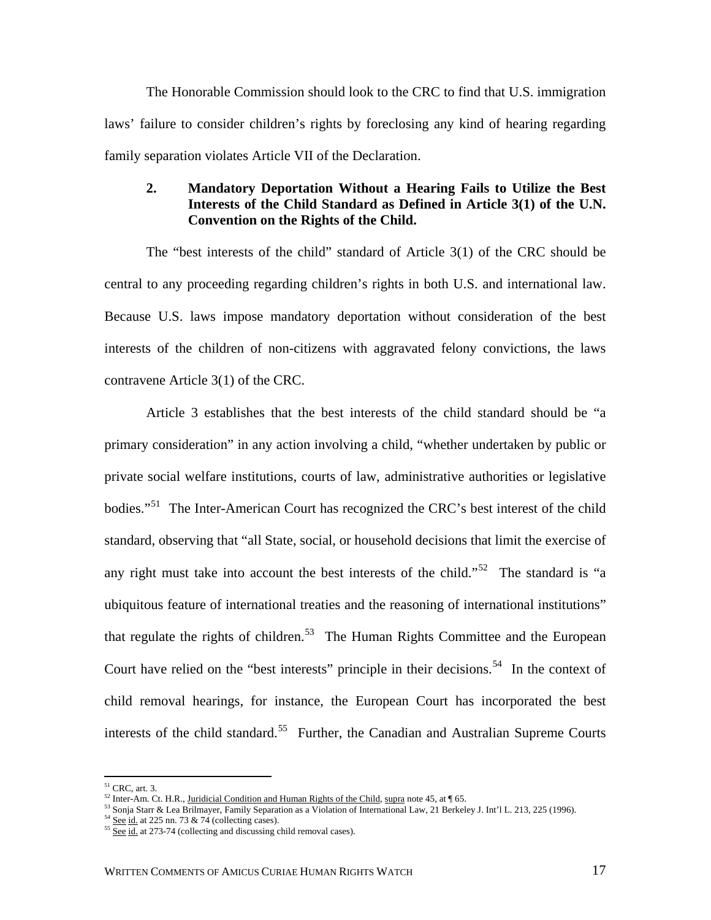The Honorable Commission should look to the CRC to find that U.S. immigration laws' failure to consider children's rights by foreclosing any kind of hearing regarding family separation violates Article VII of the Declaration.

### 2. Mandatory Deportation Without a Hearing Fails to Utilize the Best Interests of the Child Standard as Defined in Article 3(1) of the U.N. Convention on the Rights of the Child.

The "best interests of the child" standard of Article 3(1) of the CRC should be central to any proceeding regarding children's rights in both U.S. and international law. Because U.S. laws impose mandatory deportation without consideration of the best interests of the children of non-citizens with aggravated felony convictions, the laws contravene Article 3(1) of the CRC.

Article 3 establishes that the best interests of the child standard should be "a primary consideration" in any action involving a child, "whether undertaken by public or private social welfare institutions, courts of law, administrative authorities or legislative bodies."[51] The Inter-American Court has recognized the CRC's best interest of the child standard, observing that "all State, social, or household decisions that limit the exercise of any right must take into account the best interests of the child."[52] The standard is "a ubiquitous feature of international treaties and the reasoning of international institutions" that regulate the rights of children.[53] The Human Rights Committee and the European Court have relied on the "best interests" principle in their decisions.[54] In the context of child removal hearings, for instance, the European Court has incorporated the best interests of the child standard.[55] Further, the Canadian and Australian Supreme Courts

---

[51] CRC, art. 3.

[52] Inter-Am. Ct. H.R., Juridicial Condition and Human Rights of the Child, supra note 45, at ¶ 65.

[53] Sonja Starr & Lea Brilmayer, Family Separation as a Violation of International Law, 21 Berkeley J. Int'l L. 213, 225 (1996).

[54] See id. at 225 nn. 73 & 74 (collecting cases).

[55] See id. at 273-74 (collecting and discussing child removal cases).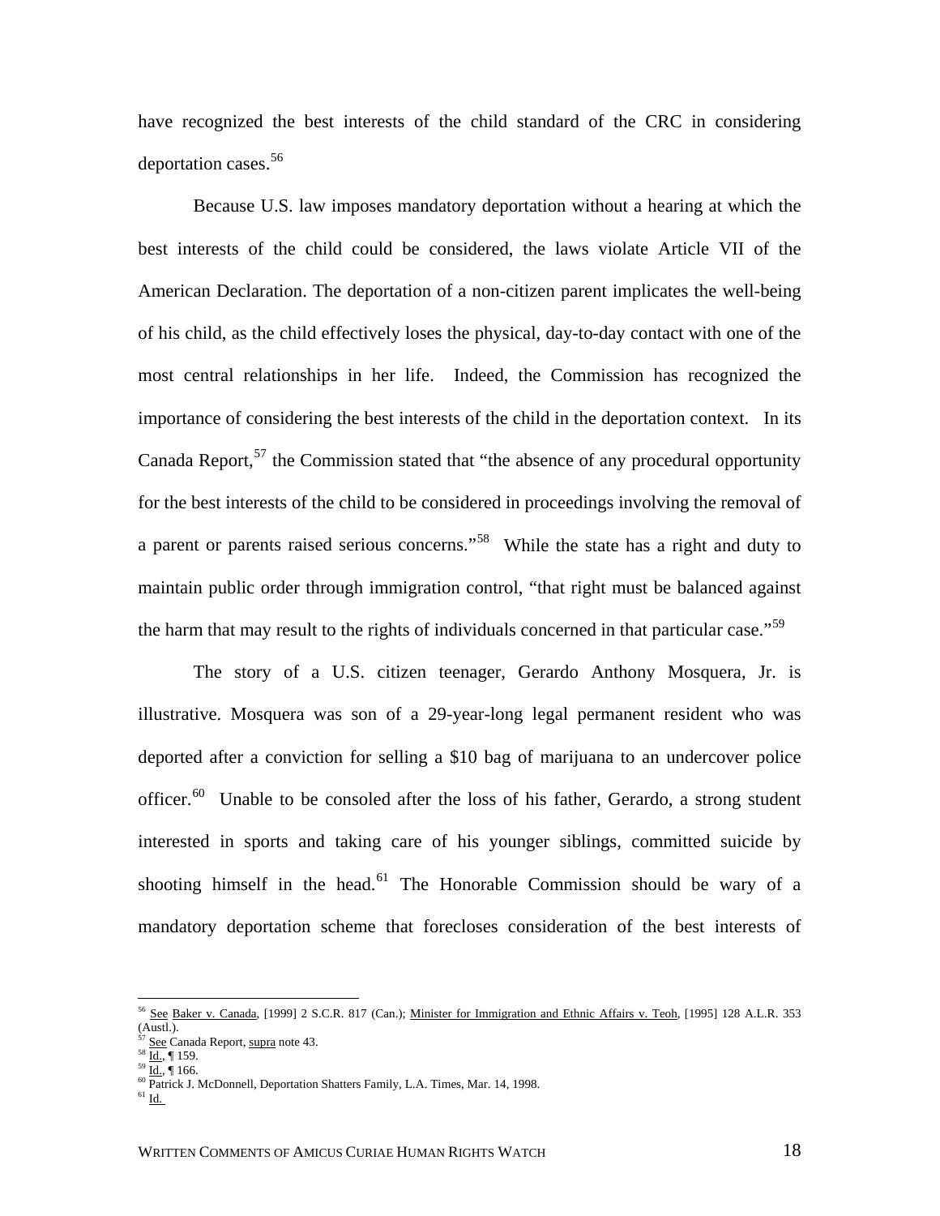have recognized the best interests of the child standard of the CRC in considering deportation cases.[56]

Because U.S. law imposes mandatory deportation without a hearing at which the best interests of the child could be considered, the laws violate Article VII of the American Declaration. The deportation of a non-citizen parent implicates the well-being of his child, as the child effectively loses the physical, day-to-day contact with one of the most central relationships in her life. Indeed, the Commission has recognized the importance of considering the best interests of the child in the deportation context. In its Canada Report,[57] the Commission stated that "the absence of any procedural opportunity for the best interests of the child to be considered in proceedings involving the removal of a parent or parents raised serious concerns."[58] While the state has a right and duty to maintain public order through immigration control, "that right must be balanced against the harm that may result to the rights of individuals concerned in that particular case."[59]

The story of a U.S. citizen teenager, Gerardo Anthony Mosquera, Jr. is illustrative. Mosquera was son of a 29-year-long legal permanent resident who was deported after a conviction for selling a $10 bag of marijuana to an undercover police officer.[60] Unable to be consoled after the loss of his father, Gerardo, a strong student interested in sports and taking care of his younger siblings, committed suicide by shooting himself in the head.[61] The Honorable Commission should be wary of a mandatory deportation scheme that forecloses consideration of the best interests of

---

[56] See Baker v. Canada, [1999] 2 S.C.R. 817 (Can.); Minister for Immigration and Ethnic Affairs v. Teoh, [1995] 128 A.L.R. 353 (Austl.).
[57] See Canada Report, supra note 43.
[58] Id., ¶ 159.
[59] Id., ¶ 166.
[60] Patrick J. McDonnell, Deportation Shatters Family, L.A. Times, Mar. 14, 1998.
[61] Id.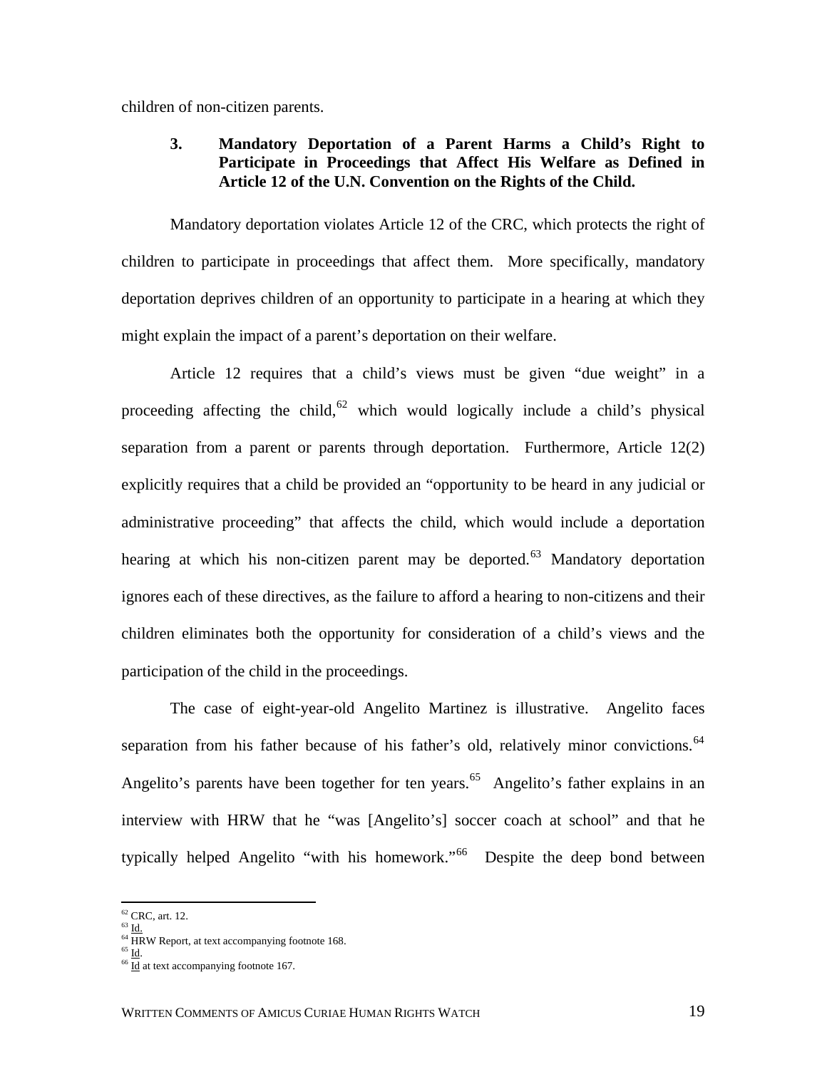children of non-citizen parents.

### 3. Mandatory Deportation of a Parent Harms a Child's Right to Participate in Proceedings that Affect His Welfare as Defined in Article 12 of the U.N. Convention on the Rights of the Child.

Mandatory deportation violates Article 12 of the CRC, which protects the right of children to participate in proceedings that affect them. More specifically, mandatory deportation deprives children of an opportunity to participate in a hearing at which they might explain the impact of a parent's deportation on their welfare.

Article 12 requires that a child's views must be given "due weight" in a proceeding affecting the child,[62] which would logically include a child's physical separation from a parent or parents through deportation. Furthermore, Article 12(2) explicitly requires that a child be provided an "opportunity to be heard in any judicial or administrative proceeding" that affects the child, which would include a deportation hearing at which his non-citizen parent may be deported.[63] Mandatory deportation ignores each of these directives, as the failure to afford a hearing to non-citizens and their children eliminates both the opportunity for consideration of a child's views and the participation of the child in the proceedings.

The case of eight-year-old Angelito Martinez is illustrative. Angelito faces separation from his father because of his father's old, relatively minor convictions.[64] Angelito's parents have been together for ten years.[65] Angelito's father explains in an interview with HRW that he "was [Angelito's] soccer coach at school" and that he typically helped Angelito "with his homework."[66] Despite the deep bond between

---

[62] CRC, art. 12.
[63] Id.
[64] HRW Report, at text accompanying footnote 168.
[65] Id.
[66] Id at text accompanying footnote 167.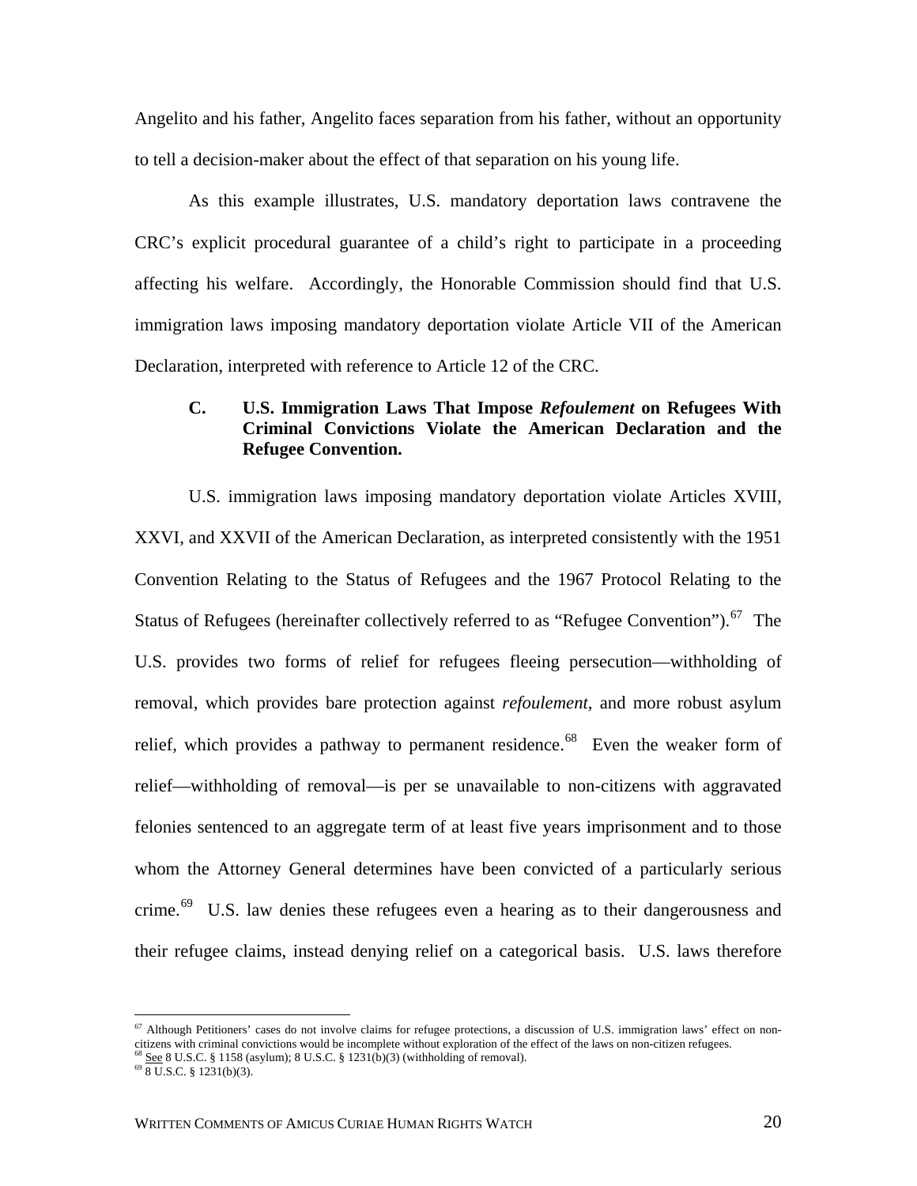Angelito and his father, Angelito faces separation from his father, without an opportunity to tell a decision-maker about the effect of that separation on his young life.

As this example illustrates, U.S. mandatory deportation laws contravene the CRC's explicit procedural guarantee of a child's right to participate in a proceeding affecting his welfare. Accordingly, the Honorable Commission should find that U.S. immigration laws imposing mandatory deportation violate Article VII of the American Declaration, interpreted with reference to Article 12 of the CRC.

### C. U.S. Immigration Laws That Impose *Refoulement* on Refugees With Criminal Convictions Violate the American Declaration and the Refugee Convention.

U.S. immigration laws imposing mandatory deportation violate Articles XVIII, XXVI, and XXVII of the American Declaration, as interpreted consistently with the 1951 Convention Relating to the Status of Refugees and the 1967 Protocol Relating to the Status of Refugees (hereinafter collectively referred to as "Refugee Convention").[67] The U.S. provides two forms of relief for refugees fleeing persecution—withholding of removal, which provides bare protection against *refoulement*, and more robust asylum relief, which provides a pathway to permanent residence.[68] Even the weaker form of relief—withholding of removal—is per se unavailable to non-citizens with aggravated felonies sentenced to an aggregate term of at least five years imprisonment and to those whom the Attorney General determines have been convicted of a particularly serious crime.[69] U.S. law denies these refugees even a hearing as to their dangerousness and their refugee claims, instead denying relief on a categorical basis. U.S. laws therefore

---

[67] Although Petitioners' cases do not involve claims for refugee protections, a discussion of U.S. immigration laws' effect on non-citizens with criminal convictions would be incomplete without exploration of the effect of the laws on non-citizen refugees.

[68] See 8 U.S.C. § 1158 (asylum); 8 U.S.C. § 1231(b)(3) (withholding of removal).

[69] 8 U.S.C. § 1231(b)(3).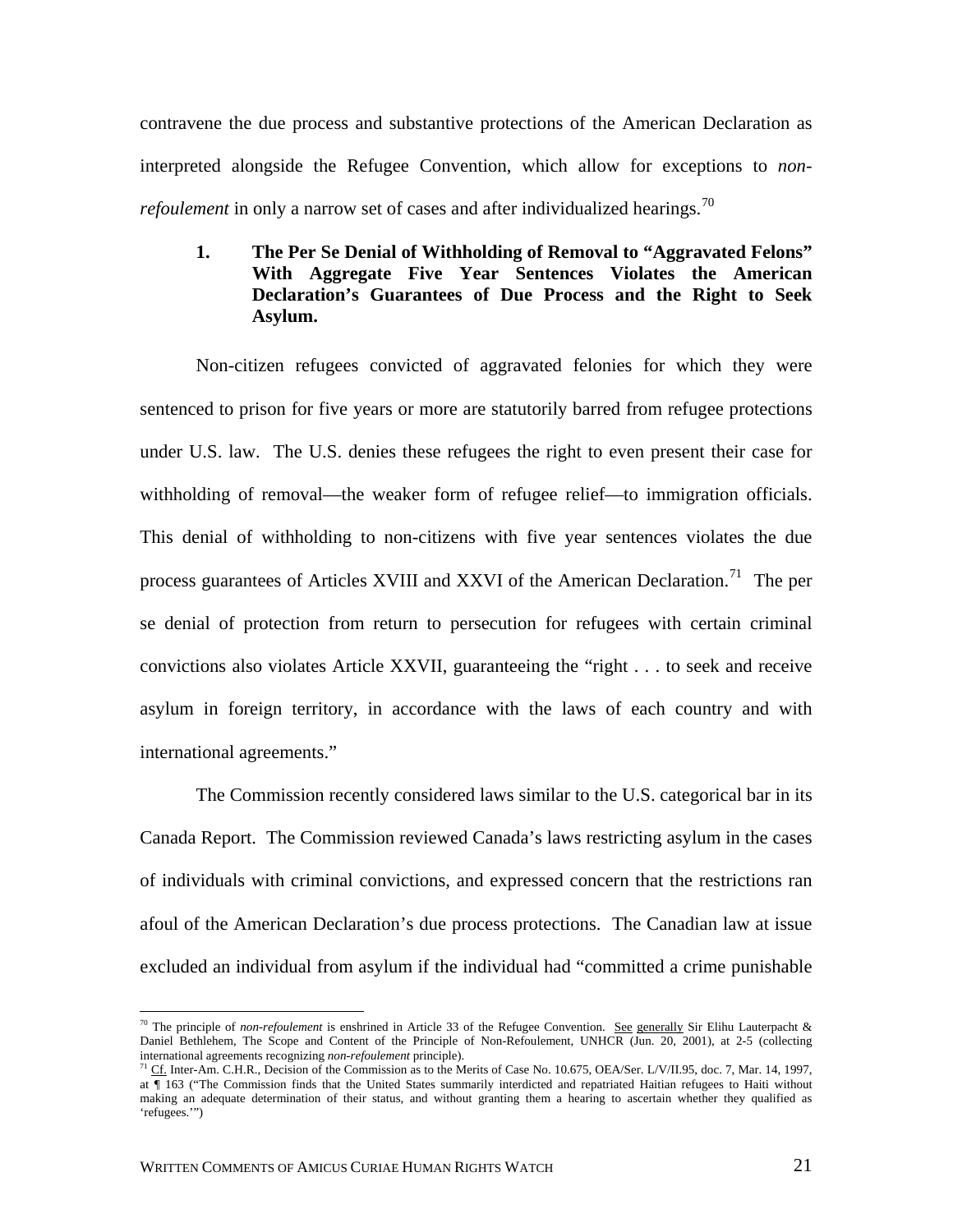contravene the due process and substantive protections of the American Declaration as interpreted alongside the Refugee Convention, which allow for exceptions to *non-refoulement* in only a narrow set of cases and after individualized hearings.[70]

### 1. The Per Se Denial of Withholding of Removal to "Aggravated Felons" With Aggregate Five Year Sentences Violates the American Declaration's Guarantees of Due Process and the Right to Seek Asylum.

Non-citizen refugees convicted of aggravated felonies for which they were sentenced to prison for five years or more are statutorily barred from refugee protections under U.S. law. The U.S. denies these refugees the right to even present their case for withholding of removal—the weaker form of refugee relief—to immigration officials. This denial of withholding to non-citizens with five year sentences violates the due process guarantees of Articles XVIII and XXVI of the American Declaration.[71] The per se denial of protection from return to persecution for refugees with certain criminal convictions also violates Article XXVII, guaranteeing the "right . . . to seek and receive asylum in foreign territory, in accordance with the laws of each country and with international agreements."

The Commission recently considered laws similar to the U.S. categorical bar in its Canada Report. The Commission reviewed Canada's laws restricting asylum in the cases of individuals with criminal convictions, and expressed concern that the restrictions ran afoul of the American Declaration's due process protections. The Canadian law at issue excluded an individual from asylum if the individual had "committed a crime punishable

---

[70] The principle of *non-refoulement* is enshrined in Article 33 of the Refugee Convention. See generally Sir Elihu Lauterpacht & Daniel Bethlehem, The Scope and Content of the Principle of Non-Refoulement, UNHCR (Jun. 20, 2001), at 2-5 (collecting international agreements recognizing *non-refoulement* principle).

[71] Cf. Inter-Am. C.H.R., Decision of the Commission as to the Merits of Case No. 10.675, OEA/Ser. L/V/II.95, doc. 7, Mar. 14, 1997, at ¶ 163 ("The Commission finds that the United States summarily interdicted and repatriated Haitian refugees to Haiti without making an adequate determination of their status, and without granting them a hearing to ascertain whether they qualified as 'refugees.'")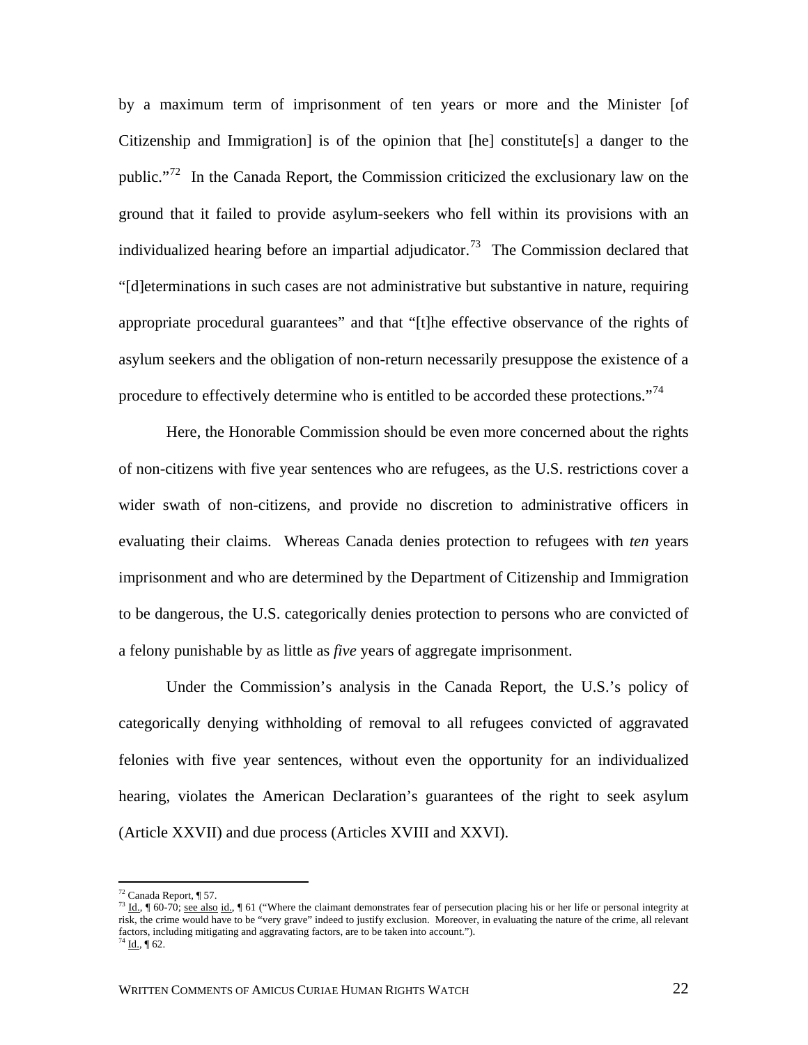by a maximum term of imprisonment of ten years or more and the Minister [of Citizenship and Immigration] is of the opinion that [he] constitute[s] a danger to the public."[72] In the Canada Report, the Commission criticized the exclusionary law on the ground that it failed to provide asylum-seekers who fell within its provisions with an individualized hearing before an impartial adjudicator.[73] The Commission declared that "[d]eterminations in such cases are not administrative but substantive in nature, requiring appropriate procedural guarantees" and that "[t]he effective observance of the rights of asylum seekers and the obligation of non-return necessarily presuppose the existence of a procedure to effectively determine who is entitled to be accorded these protections."[74]

Here, the Honorable Commission should be even more concerned about the rights of non-citizens with five year sentences who are refugees, as the U.S. restrictions cover a wider swath of non-citizens, and provide no discretion to administrative officers in evaluating their claims. Whereas Canada denies protection to refugees with *ten* years imprisonment and who are determined by the Department of Citizenship and Immigration to be dangerous, the U.S. categorically denies protection to persons who are convicted of a felony punishable by as little as *five* years of aggregate imprisonment.

Under the Commission's analysis in the Canada Report, the U.S.'s policy of categorically denying withholding of removal to all refugees convicted of aggravated felonies with five year sentences, without even the opportunity for an individualized hearing, violates the American Declaration's guarantees of the right to seek asylum (Article XXVII) and due process (Articles XVIII and XXVI).

---

[72] Canada Report, ¶ 57.

[73] Id., ¶ 60-70; see also id., ¶ 61 ("Where the claimant demonstrates fear of persecution placing his or her life or personal integrity at risk, the crime would have to be "very grave" indeed to justify exclusion. Moreover, in evaluating the nature of the crime, all relevant factors, including mitigating and aggravating factors, are to be taken into account.").

[74] Id., ¶ 62.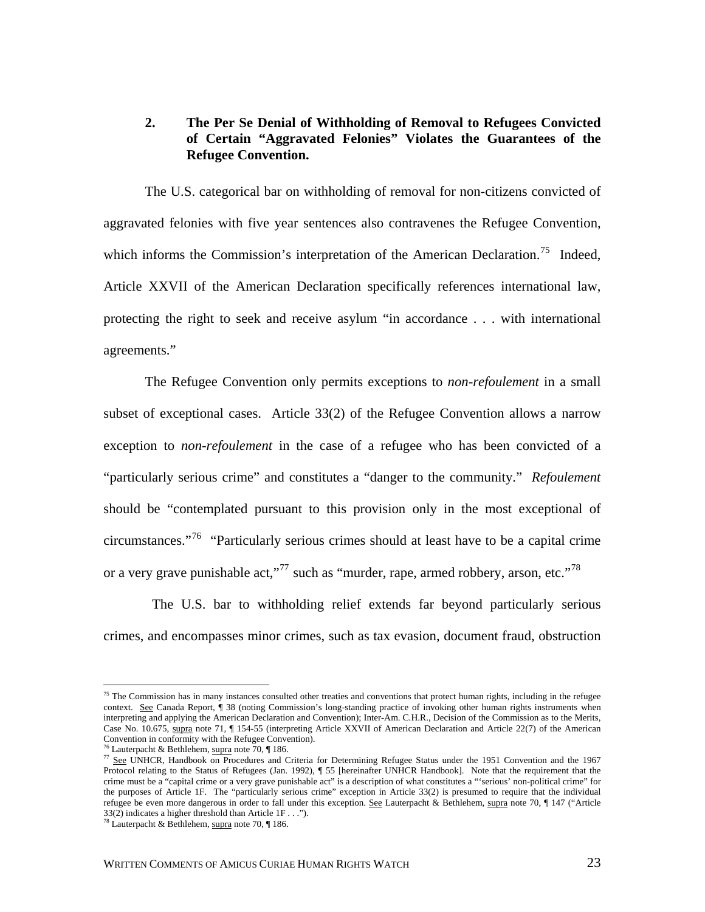### 2. The Per Se Denial of Withholding of Removal to Refugees Convicted of Certain "Aggravated Felonies" Violates the Guarantees of the Refugee Convention.

The U.S. categorical bar on withholding of removal for non-citizens convicted of aggravated felonies with five year sentences also contravenes the Refugee Convention, which informs the Commission's interpretation of the American Declaration.[75] Indeed, Article XXVII of the American Declaration specifically references international law, protecting the right to seek and receive asylum "in accordance . . . with international agreements."

The Refugee Convention only permits exceptions to *non-refoulement* in a small subset of exceptional cases. Article 33(2) of the Refugee Convention allows a narrow exception to *non-refoulement* in the case of a refugee who has been convicted of a "particularly serious crime" and constitutes a "danger to the community." *Refoulement* should be "contemplated pursuant to this provision only in the most exceptional of circumstances."[76] "Particularly serious crimes should at least have to be a capital crime or a very grave punishable act,"[77] such as "murder, rape, armed robbery, arson, etc."[78]

The U.S. bar to withholding relief extends far beyond particularly serious crimes, and encompasses minor crimes, such as tax evasion, document fraud, obstruction

---

[75] The Commission has in many instances consulted other treaties and conventions that protect human rights, including in the refugee context. See Canada Report, ¶ 38 (noting Commission's long-standing practice of invoking other human rights instruments when interpreting and applying the American Declaration and Convention); Inter-Am. C.H.R., Decision of the Commission as to the Merits, Case No. 10.675, supra note 71, ¶ 154-55 (interpreting Article XXVII of American Declaration and Article 22(7) of the American Convention in conformity with the Refugee Convention).

[76] Lauterpacht & Bethlehem, supra note 70, ¶ 186.

[77] See UNHCR, Handbook on Procedures and Criteria for Determining Refugee Status under the 1951 Convention and the 1967 Protocol relating to the Status of Refugees (Jan. 1992), ¶ 55 [hereinafter UNHCR Handbook]. Note that the requirement that the crime must be a "capital crime or a very grave punishable act" is a description of what constitutes a "'serious' non-political crime" for the purposes of Article 1F. The "particularly serious crime" exception in Article 33(2) is presumed to require that the individual refugee be even more dangerous in order to fall under this exception. See Lauterpacht & Bethlehem, supra note 70, ¶ 147 ("Article 33(2) indicates a higher threshold than Article 1F . . .").

[78] Lauterpacht & Bethlehem, supra note 70, ¶ 186.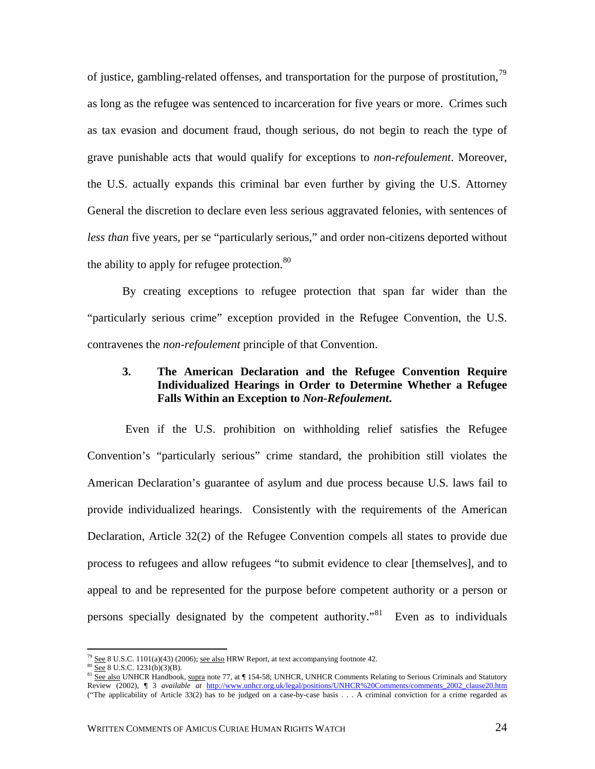of justice, gambling-related offenses, and transportation for the purpose of prostitution,[79] as long as the refugee was sentenced to incarceration for five years or more. Crimes such as tax evasion and document fraud, though serious, do not begin to reach the type of grave punishable acts that would qualify for exceptions to *non-refoulement*. Moreover, the U.S. actually expands this criminal bar even further by giving the U.S. Attorney General the discretion to declare even less serious aggravated felonies, with sentences of *less than* five years, per se "particularly serious," and order non-citizens deported without the ability to apply for refugee protection.[80]

By creating exceptions to refugee protection that span far wider than the "particularly serious crime" exception provided in the Refugee Convention, the U.S. contravenes the *non-refoulement* principle of that Convention.

### 3. The American Declaration and the Refugee Convention Require Individualized Hearings in Order to Determine Whether a Refugee Falls Within an Exception to *Non-Refoulement*.

Even if the U.S. prohibition on withholding relief satisfies the Refugee Convention's "particularly serious" crime standard, the prohibition still violates the American Declaration's guarantee of asylum and due process because U.S. laws fail to provide individualized hearings. Consistently with the requirements of the American Declaration, Article 32(2) of the Refugee Convention compels all states to provide due process to refugees and allow refugees "to submit evidence to clear [themselves], and to appeal to and be represented for the purpose before competent authority or a person or persons specially designated by the competent authority."[81] Even as to individuals

---

[79] See 8 U.S.C. 1101(a)(43) (2006); see also HRW Report, at text accompanying footnote 42.

[80] See 8 U.S.C. 1231(b)(3)(B).

[81] See also UNHCR Handbook, supra note 77, at ¶ 154-58; UNHCR, UNHCR Comments Relating to Serious Criminals and Statutory Review (2002), ¶ 3 *available at* http://www.unhcr.org.uk/legal/positions/UNHCR%20Comments/comments_2002_clause20.htm ("The applicability of Article 33(2) has to be judged on a case-by-case basis . . . A criminal conviction for a crime regarded as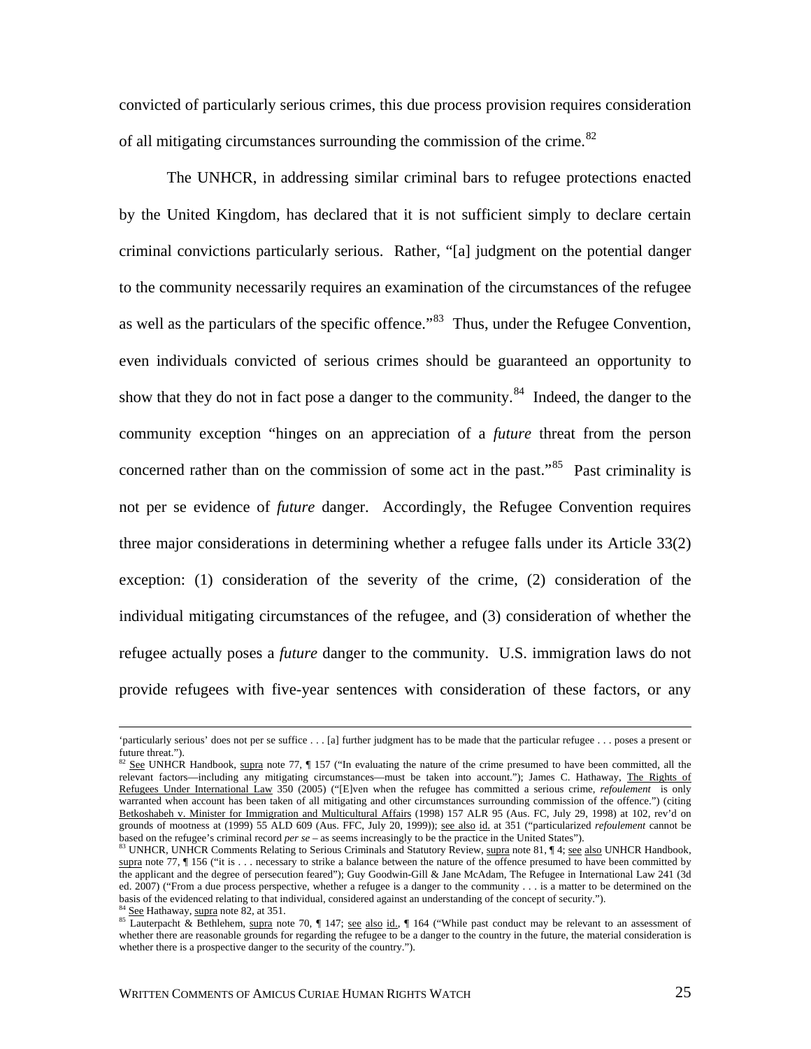convicted of particularly serious crimes, this due process provision requires consideration of all mitigating circumstances surrounding the commission of the crime.[82]

The UNHCR, in addressing similar criminal bars to refugee protections enacted by the United Kingdom, has declared that it is not sufficient simply to declare certain criminal convictions particularly serious. Rather, "[a] judgment on the potential danger to the community necessarily requires an examination of the circumstances of the refugee as well as the particulars of the specific offence."[83] Thus, under the Refugee Convention, even individuals convicted of serious crimes should be guaranteed an opportunity to show that they do not in fact pose a danger to the community.[84] Indeed, the danger to the community exception "hinges on an appreciation of a *future* threat from the person concerned rather than on the commission of some act in the past."[85] Past criminality is not per se evidence of *future* danger. Accordingly, the Refugee Convention requires three major considerations in determining whether a refugee falls under its Article 33(2) exception: (1) consideration of the severity of the crime, (2) consideration of the individual mitigating circumstances of the refugee, and (3) consideration of whether the refugee actually poses a *future* danger to the community. U.S. immigration laws do not provide refugees with five-year sentences with consideration of these factors, or any

---

'particularly serious' does not per se suffice . . . [a] further judgment has to be made that the particular refugee . . . poses a present or future threat.").

[82] See UNHCR Handbook, supra note 77, ¶ 157 ("In evaluating the nature of the crime presumed to have been committed, all the relevant factors—including any mitigating circumstances—must be taken into account."); James C. Hathaway, The Rights of Refugees Under International Law 350 (2005) ("[E]ven when the refugee has committed a serious crime, *refoulement* is only warranted when account has been taken of all mitigating and other circumstances surrounding commission of the offence.") (citing Betkoshabeh v. Minister for Immigration and Multicultural Affairs (1998) 157 ALR 95 (Aus. FC, July 29, 1998) at 102, rev'd on grounds of mootness at (1999) 55 ALD 609 (Aus. FFC, July 20, 1999)); see also id. at 351 ("particularized *refoulement* cannot be based on the refugee's criminal record *per se* – as seems increasingly to be the practice in the United States").

[83] UNHCR, UNHCR Comments Relating to Serious Criminals and Statutory Review, supra note 81, ¶ 4; see also UNHCR Handbook, supra note 77, ¶ 156 ("it is . . . necessary to strike a balance between the nature of the offence presumed to have been committed by the applicant and the degree of persecution feared"); Guy Goodwin-Gill & Jane McAdam, The Refugee in International Law 241 (3d ed. 2007) ("From a due process perspective, whether a refugee is a danger to the community . . . is a matter to be determined on the basis of the evidenced relating to that individual, considered against an understanding of the concept of security.").

[84] See Hathaway, supra note 82, at 351.

[85] Lauterpacht & Bethlehem, supra note 70, ¶ 147; see also id., ¶ 164 ("While past conduct may be relevant to an assessment of whether there are reasonable grounds for regarding the refugee to be a danger to the country in the future, the material consideration is whether there is a prospective danger to the security of the country.").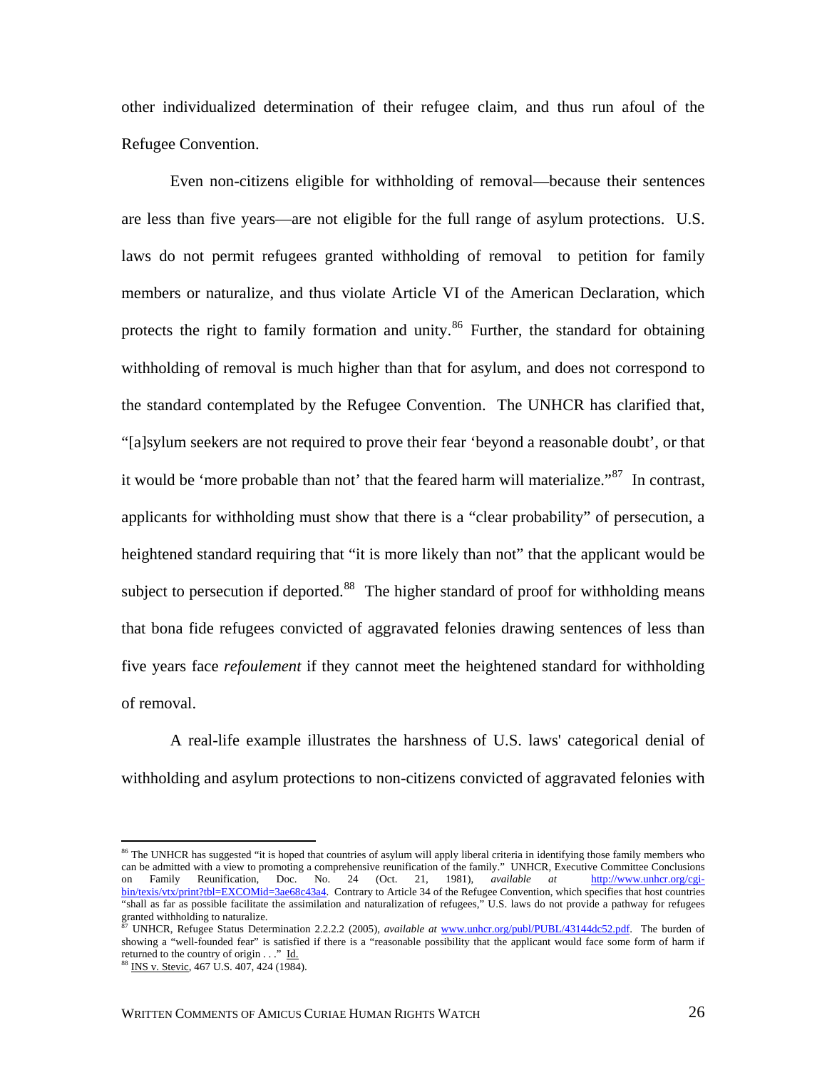other individualized determination of their refugee claim, and thus run afoul of the Refugee Convention.

Even non-citizens eligible for withholding of removal—because their sentences are less than five years—are not eligible for the full range of asylum protections. U.S. laws do not permit refugees granted withholding of removal to petition for family members or naturalize, and thus violate Article VI of the American Declaration, which protects the right to family formation and unity.[86] Further, the standard for obtaining withholding of removal is much higher than that for asylum, and does not correspond to the standard contemplated by the Refugee Convention. The UNHCR has clarified that, "[a]sylum seekers are not required to prove their fear 'beyond a reasonable doubt', or that it would be 'more probable than not' that the feared harm will materialize."[87] In contrast, applicants for withholding must show that there is a "clear probability" of persecution, a heightened standard requiring that "it is more likely than not" that the applicant would be subject to persecution if deported.[88] The higher standard of proof for withholding means that bona fide refugees convicted of aggravated felonies drawing sentences of less than five years face *refoulement* if they cannot meet the heightened standard for withholding of removal.

A real-life example illustrates the harshness of U.S. laws' categorical denial of withholding and asylum protections to non-citizens convicted of aggravated felonies with

---

[86] The UNHCR has suggested "it is hoped that countries of asylum will apply liberal criteria in identifying those family members who can be admitted with a view to promoting a comprehensive reunification of the family." UNHCR, Executive Committee Conclusions on Family Reunification, Doc. No. 24 (Oct. 21, 1981), *available at* http://www.unhcr.org/cgi-bin/texis/vtx/print?tbl=EXCOMid=3ae68c43a4. Contrary to Article 34 of the Refugee Convention, which specifies that host countries "shall as far as possible facilitate the assimilation and naturalization of refugees," U.S. laws do not provide a pathway for refugees granted withholding to naturalize.

[87] UNHCR, Refugee Status Determination 2.2.2.2 (2005), *available at* www.unhcr.org/publ/PUBL/43144dc52.pdf. The burden of showing a "well-founded fear" is satisfied if there is a "reasonable possibility that the applicant would face some form of harm if returned to the country of origin . . ." Id.

[88] INS v. Stevic, 467 U.S. 407, 424 (1984).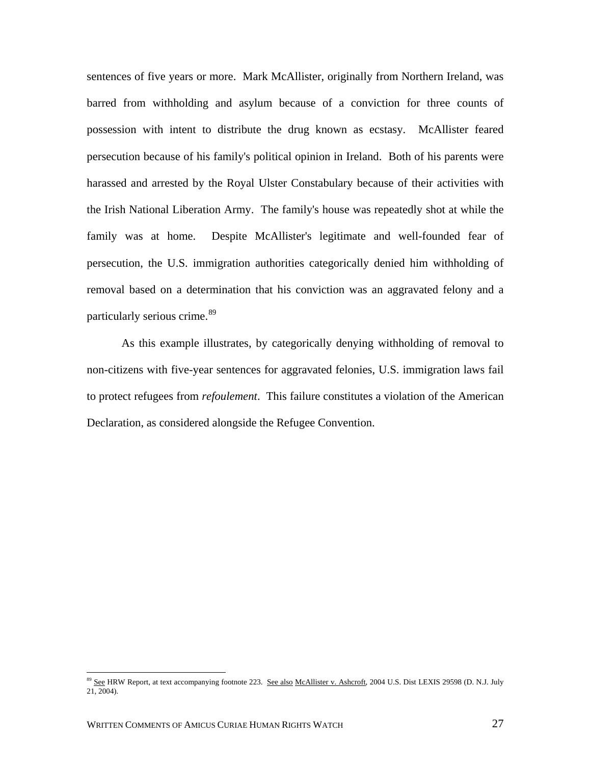sentences of five years or more. Mark McAllister, originally from Northern Ireland, was barred from withholding and asylum because of a conviction for three counts of possession with intent to distribute the drug known as ecstasy. McAllister feared persecution because of his family's political opinion in Ireland. Both of his parents were harassed and arrested by the Royal Ulster Constabulary because of their activities with the Irish National Liberation Army. The family's house was repeatedly shot at while the family was at home. Despite McAllister's legitimate and well-founded fear of persecution, the U.S. immigration authorities categorically denied him withholding of removal based on a determination that his conviction was an aggravated felony and a particularly serious crime.[89]

As this example illustrates, by categorically denying withholding of removal to non-citizens with five-year sentences for aggravated felonies, U.S. immigration laws fail to protect refugees from *refoulement*. This failure constitutes a violation of the American Declaration, as considered alongside the Refugee Convention.

---

[89] See HRW Report, at text accompanying footnote 223. See also McAllister v. Ashcroft, 2004 U.S. Dist LEXIS 29598 (D. N.J. July 21, 2004).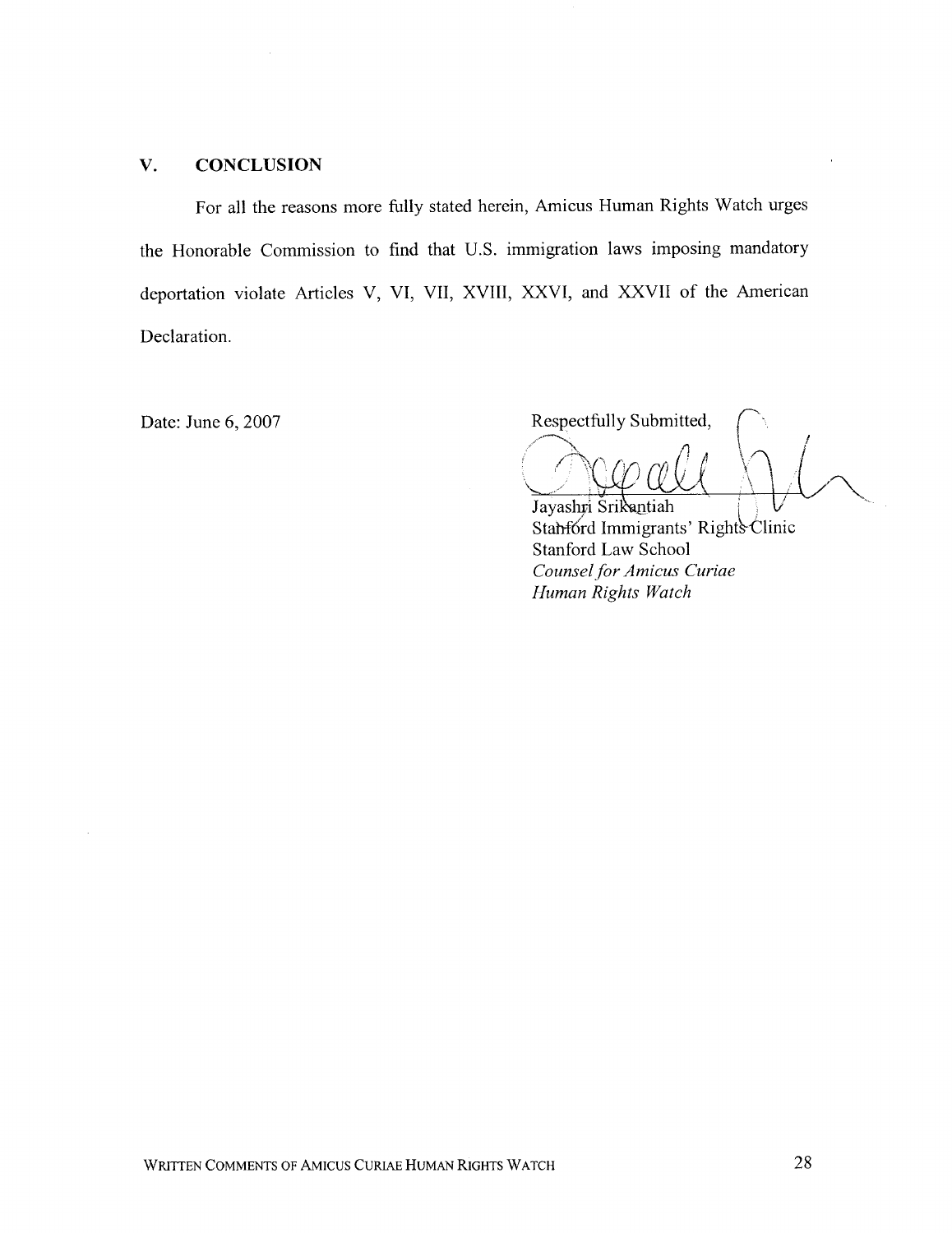## V. CONCLUSION

For all the reasons more fully stated herein, Amicus Human Rights Watch urges the Honorable Commission to find that U.S. immigration laws imposing mandatory deportation violate Articles V, VI, VII, XVIII, XXVI, and XXVII of the American Declaration.

Date: June 6, 2007

Respectfully Submitted,

Jayashri Srikantiah
Stanford Immigrants' Rights Clinic
Stanford Law School
*Counsel for Amicus Curiae*
*Human Rights Watch*